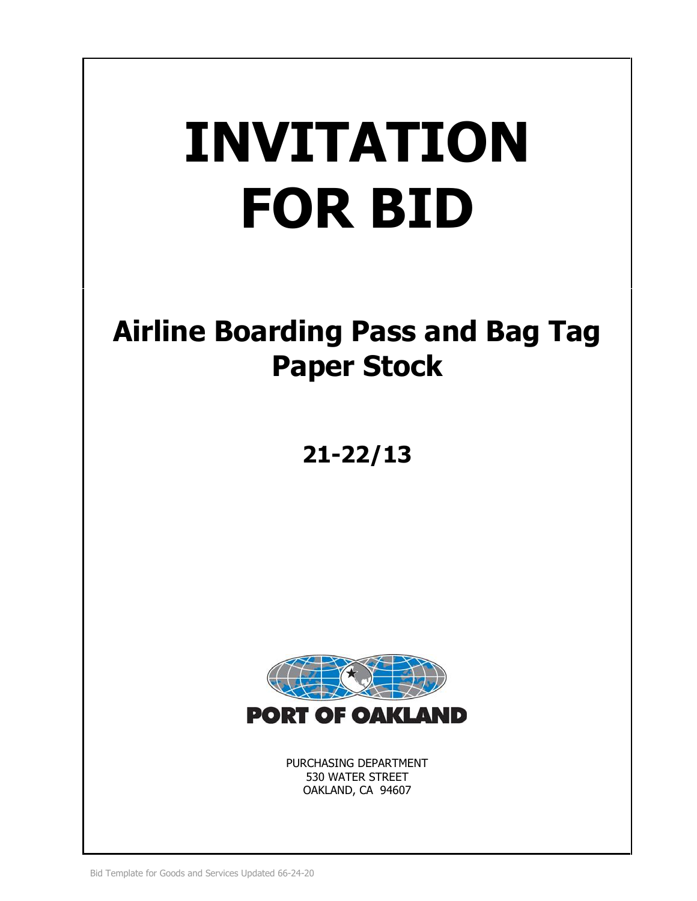# INVITATION FOR BID

## Airline Boarding Pass and Bag Tag Paper Stock

## 21-22/13

PORT OF OAKLAND

PURCHASING DEPARTMENT
530 WATER STREET
OAKLAND, CA 94607

Bid Template for Goods and Services Updated 66-24-20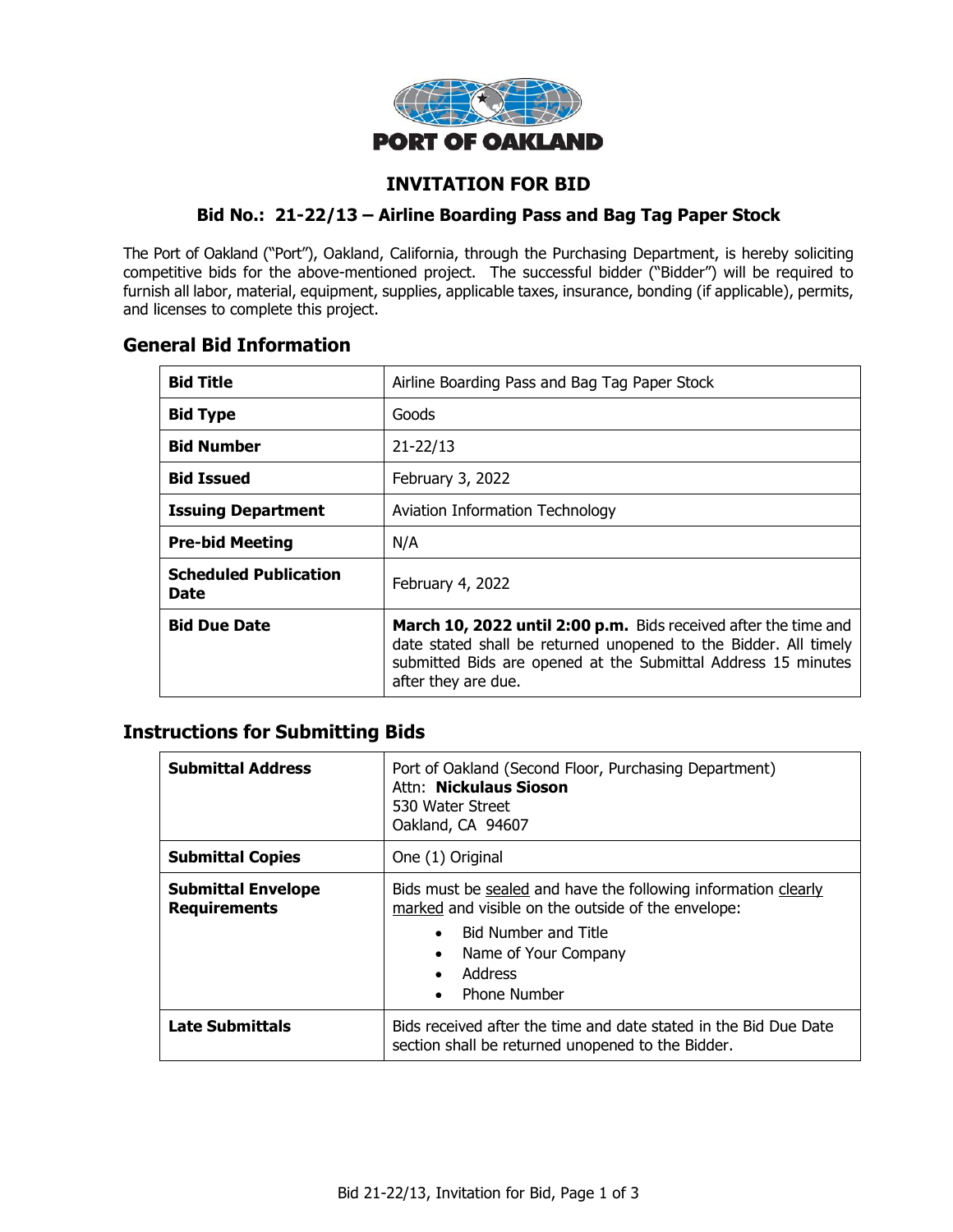PORT OF OAKLAND

# INVITATION FOR BID

## Bid No.: 21-22/13 – Airline Boarding Pass and Bag Tag Paper Stock

The Port of Oakland ("Port"), Oakland, California, through the Purchasing Department, is hereby soliciting competitive bids for the above-mentioned project. The successful bidder ("Bidder") will be required to furnish all labor, material, equipment, supplies, applicable taxes, insurance, bonding (if applicable), permits, and licenses to complete this project.

## General Bid Information

| | |
|---|---|
| **Bid Title** | Airline Boarding Pass and Bag Tag Paper Stock |
| **Bid Type** | Goods |
| **Bid Number** | 21-22/13 |
| **Bid Issued** | February 3, 2022 |
| **Issuing Department** | Aviation Information Technology |
| **Pre-bid Meeting** | N/A |
| **Scheduled Publication Date** | February 4, 2022 |
| **Bid Due Date** | **March 10, 2022 until 2:00 p.m.** Bids received after the time and date stated shall be returned unopened to the Bidder. All timely submitted Bids are opened at the Submittal Address 15 minutes after they are due. |

## Instructions for Submitting Bids

| | |
|---|---|
| **Submittal Address** | Port of Oakland (Second Floor, Purchasing Department)<br>Attn: **Nickulaus Sioson**<br>530 Water Street<br>Oakland, CA 94607 |
| **Submittal Copies** | One (1) Original |
| **Submittal Envelope Requirements** | Bids must be sealed and have the following information clearly marked and visible on the outside of the envelope:<br>• Bid Number and Title<br>• Name of Your Company<br>• Address<br>• Phone Number |
| **Late Submittals** | Bids received after the time and date stated in the Bid Due Date section shall be returned unopened to the Bidder. |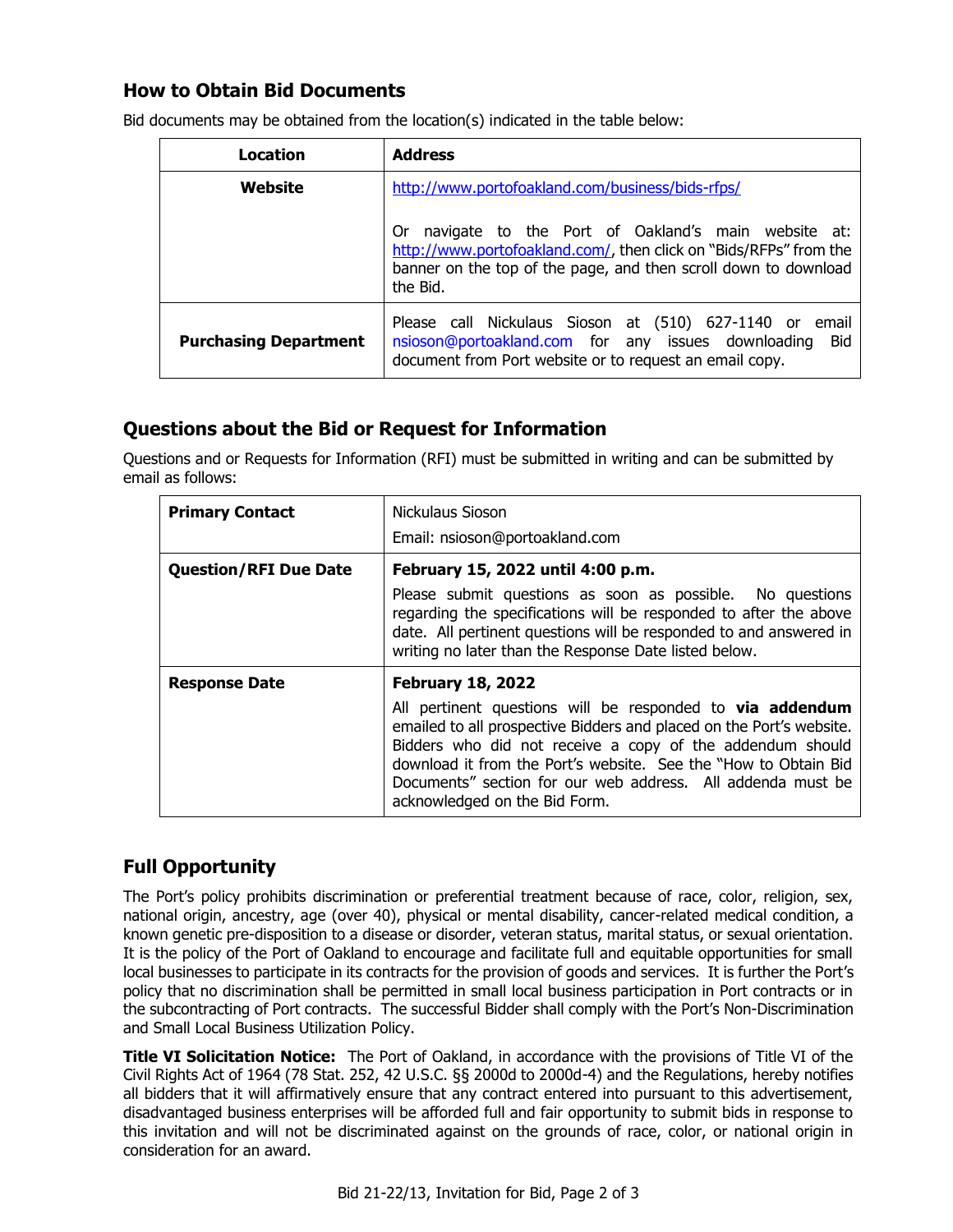## How to Obtain Bid Documents

Bid documents may be obtained from the location(s) indicated in the table below:

| Location | Address |
| --- | --- |
| **Website** | http://www.portofoakland.com/business/bids-rfps/<br><br>Or navigate to the Port of Oakland's main website at: http://www.portofoakland.com/, then click on "Bids/RFPs" from the banner on the top of the page, and then scroll down to download the Bid. |
| **Purchasing Department** | Please call Nickulaus Sioson at (510) 627-1140 or email nsioson@portoakland.com for any issues downloading Bid document from Port website or to request an email copy. |

## Questions about the Bid or Request for Information

Questions and or Requests for Information (RFI) must be submitted in writing and can be submitted by email as follows:

| | |
| --- | --- |
| **Primary Contact** | Nickulaus Sioson<br>Email: nsioson@portoakland.com |
| **Question/RFI Due Date** | **February 15, 2022 until 4:00 p.m.**<br>Please submit questions as soon as possible. No questions regarding the specifications will be responded to after the above date. All pertinent questions will be responded to and answered in writing no later than the Response Date listed below. |
| **Response Date** | **February 18, 2022**<br>All pertinent questions will be responded to **via addendum** emailed to all prospective Bidders and placed on the Port's website. Bidders who did not receive a copy of the addendum should download it from the Port's website. See the "How to Obtain Bid Documents" section for our web address. All addenda must be acknowledged on the Bid Form. |

## Full Opportunity

The Port's policy prohibits discrimination or preferential treatment because of race, color, religion, sex, national origin, ancestry, age (over 40), physical or mental disability, cancer-related medical condition, a known genetic pre-disposition to a disease or disorder, veteran status, marital status, or sexual orientation. It is the policy of the Port of Oakland to encourage and facilitate full and equitable opportunities for small local businesses to participate in its contracts for the provision of goods and services. It is further the Port's policy that no discrimination shall be permitted in small local business participation in Port contracts or in the subcontracting of Port contracts. The successful Bidder shall comply with the Port's Non-Discrimination and Small Local Business Utilization Policy.

**Title VI Solicitation Notice:** The Port of Oakland, in accordance with the provisions of Title VI of the Civil Rights Act of 1964 (78 Stat. 252, 42 U.S.C. §§ 2000d to 2000d-4) and the Regulations, hereby notifies all bidders that it will affirmatively ensure that any contract entered into pursuant to this advertisement, disadvantaged business enterprises will be afforded full and fair opportunity to submit bids in response to this invitation and will not be discriminated against on the grounds of race, color, or national origin in consideration for an award.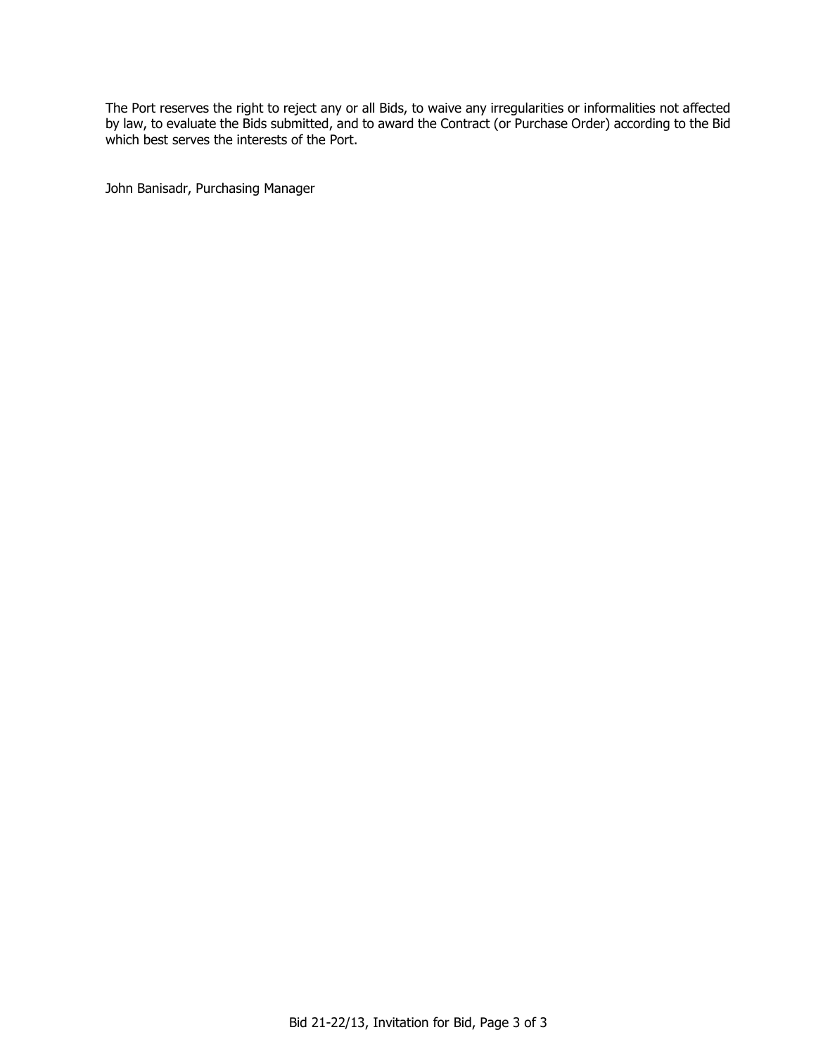The Port reserves the right to reject any or all Bids, to waive any irregularities or informalities not affected by law, to evaluate the Bids submitted, and to award the Contract (or Purchase Order) according to the Bid which best serves the interests of the Port.

John Banisadr, Purchasing Manager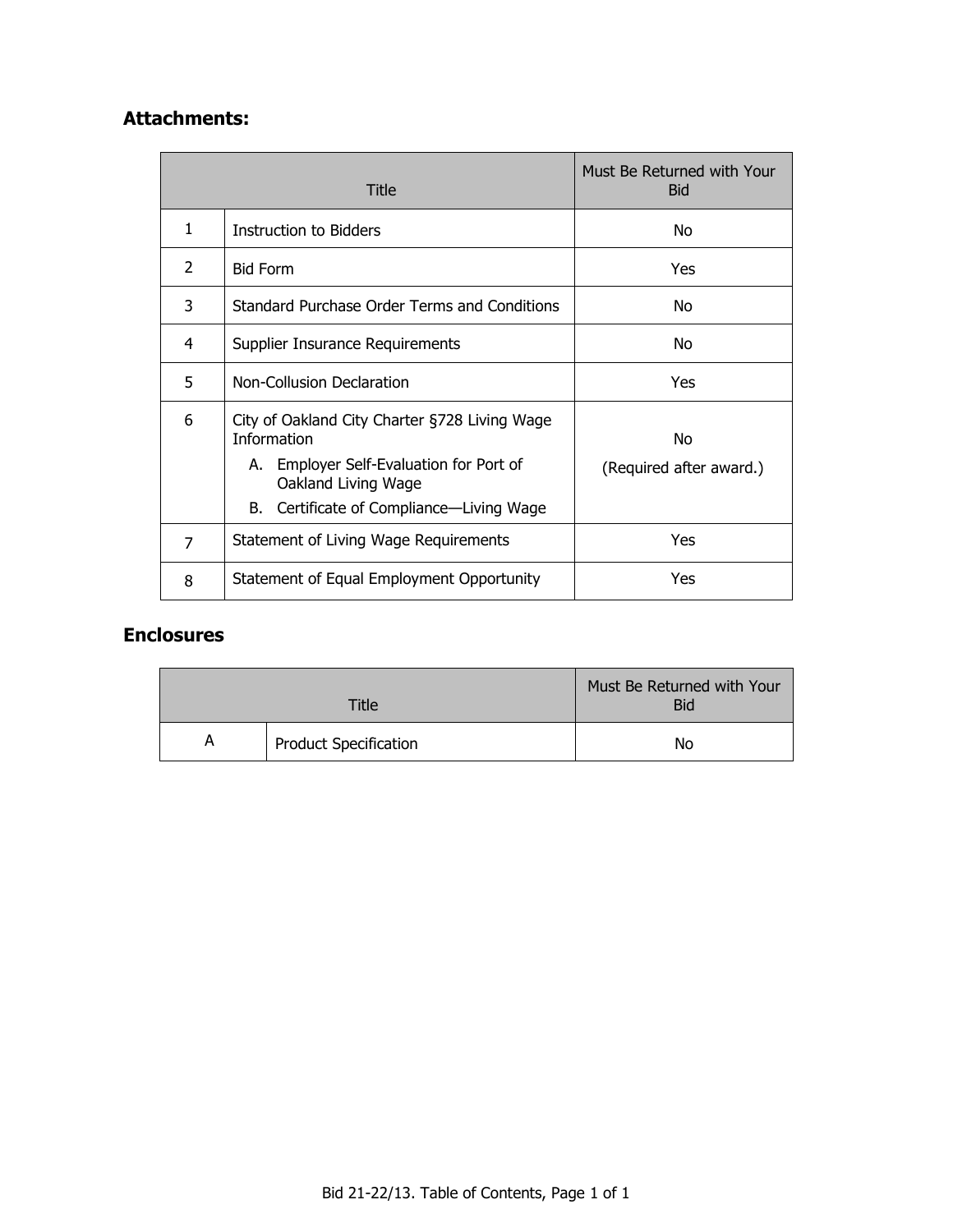### Attachments:

| Title | | Must Be Returned with Your Bid |
|---|---|---|
| 1 | Instruction to Bidders | No |
| 2 | Bid Form | Yes |
| 3 | Standard Purchase Order Terms and Conditions | No |
| 4 | Supplier Insurance Requirements | No |
| 5 | Non-Collusion Declaration | Yes |
| 6 | City of Oakland City Charter §728 Living Wage Information<br>A. Employer Self-Evaluation for Port of Oakland Living Wage<br>B. Certificate of Compliance—Living Wage | No<br>(Required after award.) |
| 7 | Statement of Living Wage Requirements | Yes |
| 8 | Statement of Equal Employment Opportunity | Yes |

### Enclosures

| Title | | Must Be Returned with Your Bid |
|---|---|---|
| A | Product Specification | No |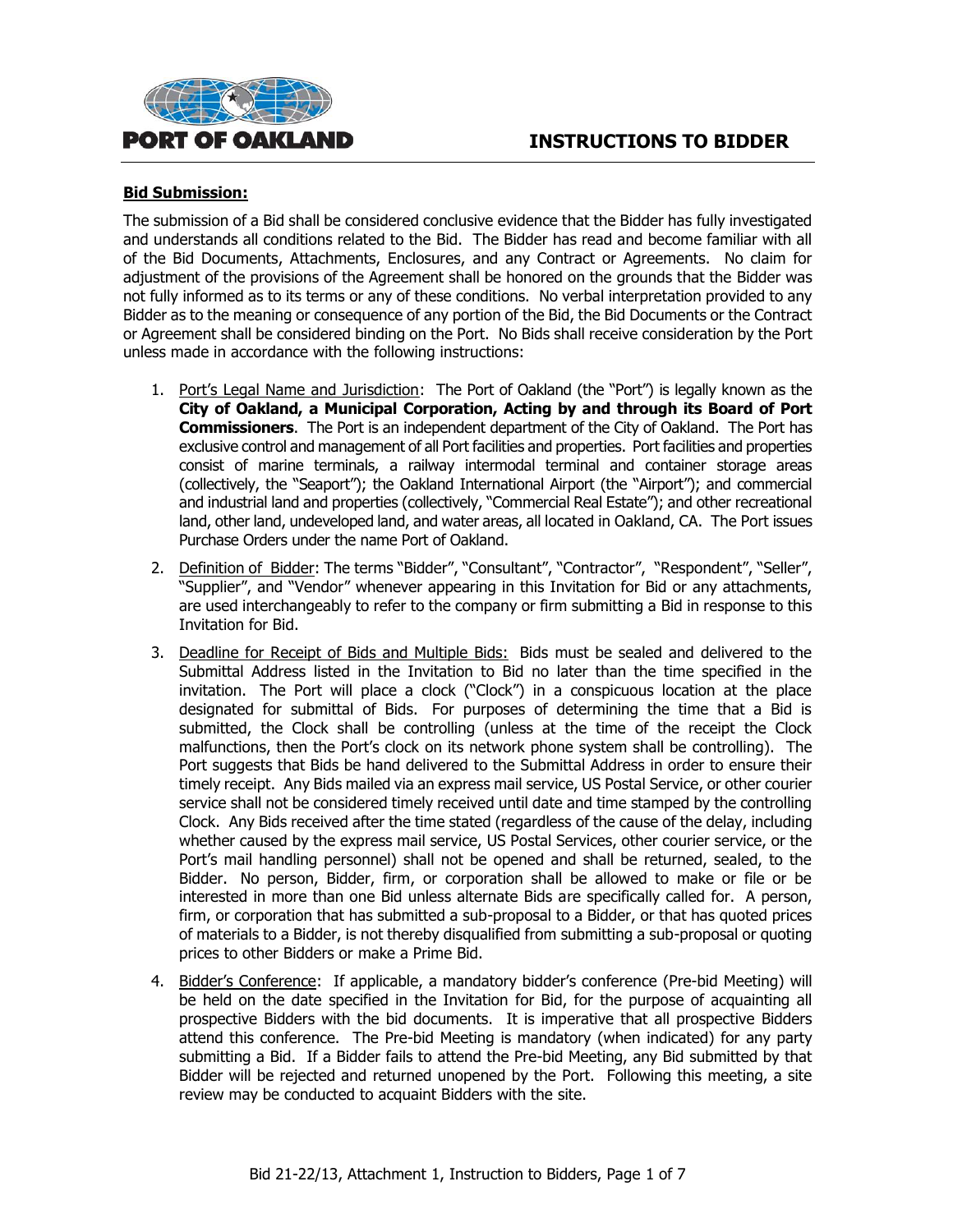# INSTRUCTIONS TO BIDDER

**Bid Submission:**

The submission of a Bid shall be considered conclusive evidence that the Bidder has fully investigated and understands all conditions related to the Bid. The Bidder has read and become familiar with all of the Bid Documents, Attachments, Enclosures, and any Contract or Agreements. No claim for adjustment of the provisions of the Agreement shall be honored on the grounds that the Bidder was not fully informed as to its terms or any of these conditions. No verbal interpretation provided to any Bidder as to the meaning or consequence of any portion of the Bid, the Bid Documents or the Contract or Agreement shall be considered binding on the Port. No Bids shall receive consideration by the Port unless made in accordance with the following instructions:

1. Port's Legal Name and Jurisdiction: The Port of Oakland (the "Port") is legally known as the **City of Oakland, a Municipal Corporation, Acting by and through its Board of Port Commissioners**. The Port is an independent department of the City of Oakland. The Port has exclusive control and management of all Port facilities and properties. Port facilities and properties consist of marine terminals, a railway intermodal terminal and container storage areas (collectively, the "Seaport"); the Oakland International Airport (the "Airport"); and commercial and industrial land and properties (collectively, "Commercial Real Estate"); and other recreational land, other land, undeveloped land, and water areas, all located in Oakland, CA. The Port issues Purchase Orders under the name Port of Oakland.

2. Definition of Bidder: The terms "Bidder", "Consultant", "Contractor", "Respondent", "Seller", "Supplier", and "Vendor" whenever appearing in this Invitation for Bid or any attachments, are used interchangeably to refer to the company or firm submitting a Bid in response to this Invitation for Bid.

3. Deadline for Receipt of Bids and Multiple Bids: Bids must be sealed and delivered to the Submittal Address listed in the Invitation to Bid no later than the time specified in the invitation. The Port will place a clock ("Clock") in a conspicuous location at the place designated for submittal of Bids. For purposes of determining the time that a Bid is submitted, the Clock shall be controlling (unless at the time of the receipt the Clock malfunctions, then the Port's clock on its network phone system shall be controlling). The Port suggests that Bids be hand delivered to the Submittal Address in order to ensure their timely receipt. Any Bids mailed via an express mail service, US Postal Service, or other courier service shall not be considered timely received until date and time stamped by the controlling Clock. Any Bids received after the time stated (regardless of the cause of the delay, including whether caused by the express mail service, US Postal Services, other courier service, or the Port's mail handling personnel) shall not be opened and shall be returned, sealed, to the Bidder. No person, Bidder, firm, or corporation shall be allowed to make or file or be interested in more than one Bid unless alternate Bids are specifically called for. A person, firm, or corporation that has submitted a sub-proposal to a Bidder, or that has quoted prices of materials to a Bidder, is not thereby disqualified from submitting a sub-proposal or quoting prices to other Bidders or make a Prime Bid.

4. Bidder's Conference: If applicable, a mandatory bidder's conference (Pre-bid Meeting) will be held on the date specified in the Invitation for Bid, for the purpose of acquainting all prospective Bidders with the bid documents. It is imperative that all prospective Bidders attend this conference. The Pre-bid Meeting is mandatory (when indicated) for any party submitting a Bid. If a Bidder fails to attend the Pre-bid Meeting, any Bid submitted by that Bidder will be rejected and returned unopened by the Port. Following this meeting, a site review may be conducted to acquaint Bidders with the site.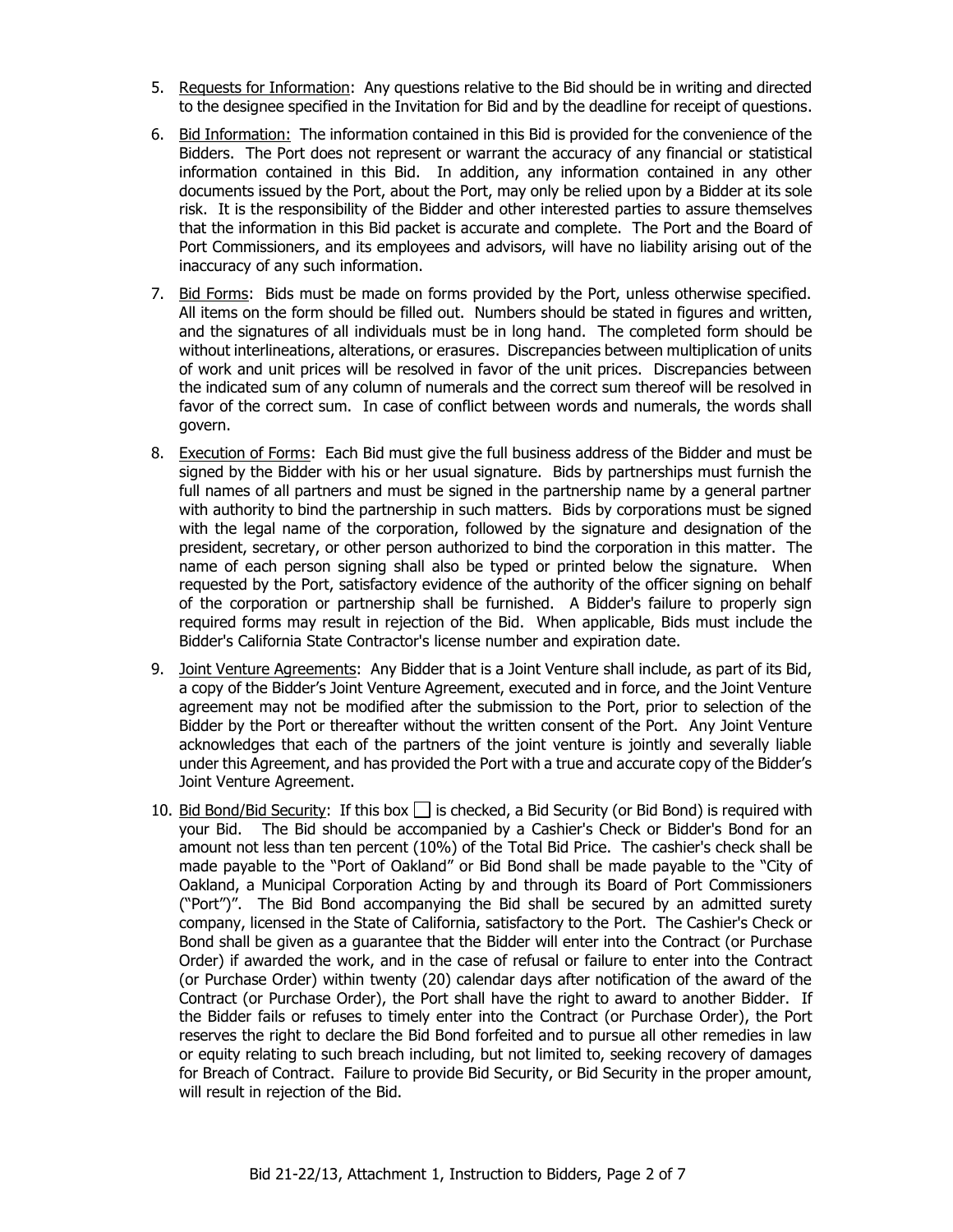5. Requests for Information: Any questions relative to the Bid should be in writing and directed to the designee specified in the Invitation for Bid and by the deadline for receipt of questions.

6. Bid Information: The information contained in this Bid is provided for the convenience of the Bidders. The Port does not represent or warrant the accuracy of any financial or statistical information contained in this Bid. In addition, any information contained in any other documents issued by the Port, about the Port, may only be relied upon by a Bidder at its sole risk. It is the responsibility of the Bidder and other interested parties to assure themselves that the information in this Bid packet is accurate and complete. The Port and the Board of Port Commissioners, and its employees and advisors, will have no liability arising out of the inaccuracy of any such information.

7. Bid Forms: Bids must be made on forms provided by the Port, unless otherwise specified. All items on the form should be filled out. Numbers should be stated in figures and written, and the signatures of all individuals must be in long hand. The completed form should be without interlineations, alterations, or erasures. Discrepancies between multiplication of units of work and unit prices will be resolved in favor of the unit prices. Discrepancies between the indicated sum of any column of numerals and the correct sum thereof will be resolved in favor of the correct sum. In case of conflict between words and numerals, the words shall govern.

8. Execution of Forms: Each Bid must give the full business address of the Bidder and must be signed by the Bidder with his or her usual signature. Bids by partnerships must furnish the full names of all partners and must be signed in the partnership name by a general partner with authority to bind the partnership in such matters. Bids by corporations must be signed with the legal name of the corporation, followed by the signature and designation of the president, secretary, or other person authorized to bind the corporation in this matter. The name of each person signing shall also be typed or printed below the signature. When requested by the Port, satisfactory evidence of the authority of the officer signing on behalf of the corporation or partnership shall be furnished. A Bidder's failure to properly sign required forms may result in rejection of the Bid. When applicable, Bids must include the Bidder's California State Contractor's license number and expiration date.

9. Joint Venture Agreements: Any Bidder that is a Joint Venture shall include, as part of its Bid, a copy of the Bidder's Joint Venture Agreement, executed and in force, and the Joint Venture agreement may not be modified after the submission to the Port, prior to selection of the Bidder by the Port or thereafter without the written consent of the Port. Any Joint Venture acknowledges that each of the partners of the joint venture is jointly and severally liable under this Agreement, and has provided the Port with a true and accurate copy of the Bidder's Joint Venture Agreement.

10. Bid Bond/Bid Security: If this box ☐ is checked, a Bid Security (or Bid Bond) is required with your Bid. The Bid should be accompanied by a Cashier's Check or Bidder's Bond for an amount not less than ten percent (10%) of the Total Bid Price. The cashier's check shall be made payable to the "Port of Oakland" or Bid Bond shall be made payable to the "City of Oakland, a Municipal Corporation Acting by and through its Board of Port Commissioners ("Port")". The Bid Bond accompanying the Bid shall be secured by an admitted surety company, licensed in the State of California, satisfactory to the Port. The Cashier's Check or Bond shall be given as a guarantee that the Bidder will enter into the Contract (or Purchase Order) if awarded the work, and in the case of refusal or failure to enter into the Contract (or Purchase Order) within twenty (20) calendar days after notification of the award of the Contract (or Purchase Order), the Port shall have the right to award to another Bidder. If the Bidder fails or refuses to timely enter into the Contract (or Purchase Order), the Port reserves the right to declare the Bid Bond forfeited and to pursue all other remedies in law or equity relating to such breach including, but not limited to, seeking recovery of damages for Breach of Contract. Failure to provide Bid Security, or Bid Security in the proper amount, will result in rejection of the Bid.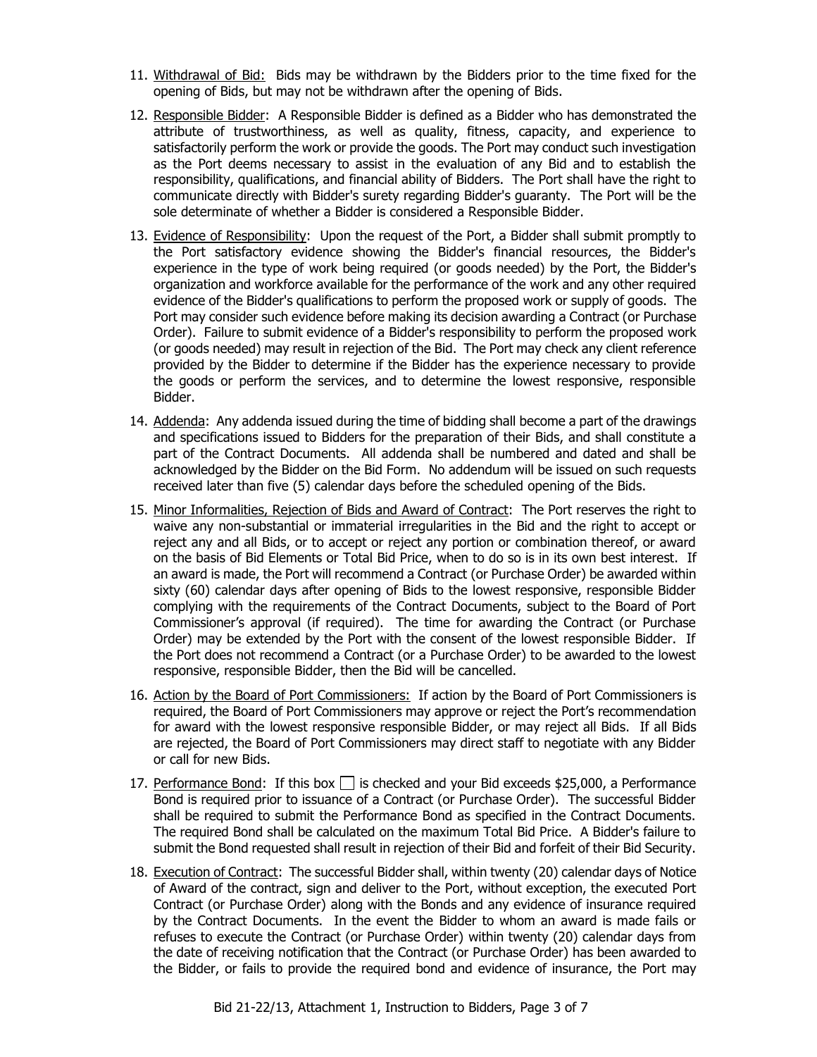11. Withdrawal of Bid: Bids may be withdrawn by the Bidders prior to the time fixed for the opening of Bids, but may not be withdrawn after the opening of Bids.

12. Responsible Bidder: A Responsible Bidder is defined as a Bidder who has demonstrated the attribute of trustworthiness, as well as quality, fitness, capacity, and experience to satisfactorily perform the work or provide the goods. The Port may conduct such investigation as the Port deems necessary to assist in the evaluation of any Bid and to establish the responsibility, qualifications, and financial ability of Bidders. The Port shall have the right to communicate directly with Bidder's surety regarding Bidder's guaranty. The Port will be the sole determinate of whether a Bidder is considered a Responsible Bidder.

13. Evidence of Responsibility: Upon the request of the Port, a Bidder shall submit promptly to the Port satisfactory evidence showing the Bidder's financial resources, the Bidder's experience in the type of work being required (or goods needed) by the Port, the Bidder's organization and workforce available for the performance of the work and any other required evidence of the Bidder's qualifications to perform the proposed work or supply of goods. The Port may consider such evidence before making its decision awarding a Contract (or Purchase Order). Failure to submit evidence of a Bidder's responsibility to perform the proposed work (or goods needed) may result in rejection of the Bid. The Port may check any client reference provided by the Bidder to determine if the Bidder has the experience necessary to provide the goods or perform the services, and to determine the lowest responsive, responsible Bidder.

14. Addenda: Any addenda issued during the time of bidding shall become a part of the drawings and specifications issued to Bidders for the preparation of their Bids, and shall constitute a part of the Contract Documents. All addenda shall be numbered and dated and shall be acknowledged by the Bidder on the Bid Form. No addendum will be issued on such requests received later than five (5) calendar days before the scheduled opening of the Bids.

15. Minor Informalities, Rejection of Bids and Award of Contract: The Port reserves the right to waive any non-substantial or immaterial irregularities in the Bid and the right to accept or reject any and all Bids, or to accept or reject any portion or combination thereof, or award on the basis of Bid Elements or Total Bid Price, when to do so is in its own best interest. If an award is made, the Port will recommend a Contract (or Purchase Order) be awarded within sixty (60) calendar days after opening of Bids to the lowest responsive, responsible Bidder complying with the requirements of the Contract Documents, subject to the Board of Port Commissioner's approval (if required). The time for awarding the Contract (or Purchase Order) may be extended by the Port with the consent of the lowest responsible Bidder. If the Port does not recommend a Contract (or a Purchase Order) to be awarded to the lowest responsive, responsible Bidder, then the Bid will be cancelled.

16. Action by the Board of Port Commissioners: If action by the Board of Port Commissioners is required, the Board of Port Commissioners may approve or reject the Port's recommendation for award with the lowest responsive responsible Bidder, or may reject all Bids. If all Bids are rejected, the Board of Port Commissioners may direct staff to negotiate with any Bidder or call for new Bids.

17. Performance Bond: If this box ☐ is checked and your Bid exceeds $25,000, a Performance Bond is required prior to issuance of a Contract (or Purchase Order). The successful Bidder shall be required to submit the Performance Bond as specified in the Contract Documents. The required Bond shall be calculated on the maximum Total Bid Price. A Bidder's failure to submit the Bond requested shall result in rejection of their Bid and forfeit of their Bid Security.

18. Execution of Contract: The successful Bidder shall, within twenty (20) calendar days of Notice of Award of the contract, sign and deliver to the Port, without exception, the executed Port Contract (or Purchase Order) along with the Bonds and any evidence of insurance required by the Contract Documents. In the event the Bidder to whom an award is made fails or refuses to execute the Contract (or Purchase Order) within twenty (20) calendar days from the date of receiving notification that the Contract (or Purchase Order) has been awarded to the Bidder, or fails to provide the required bond and evidence of insurance, the Port may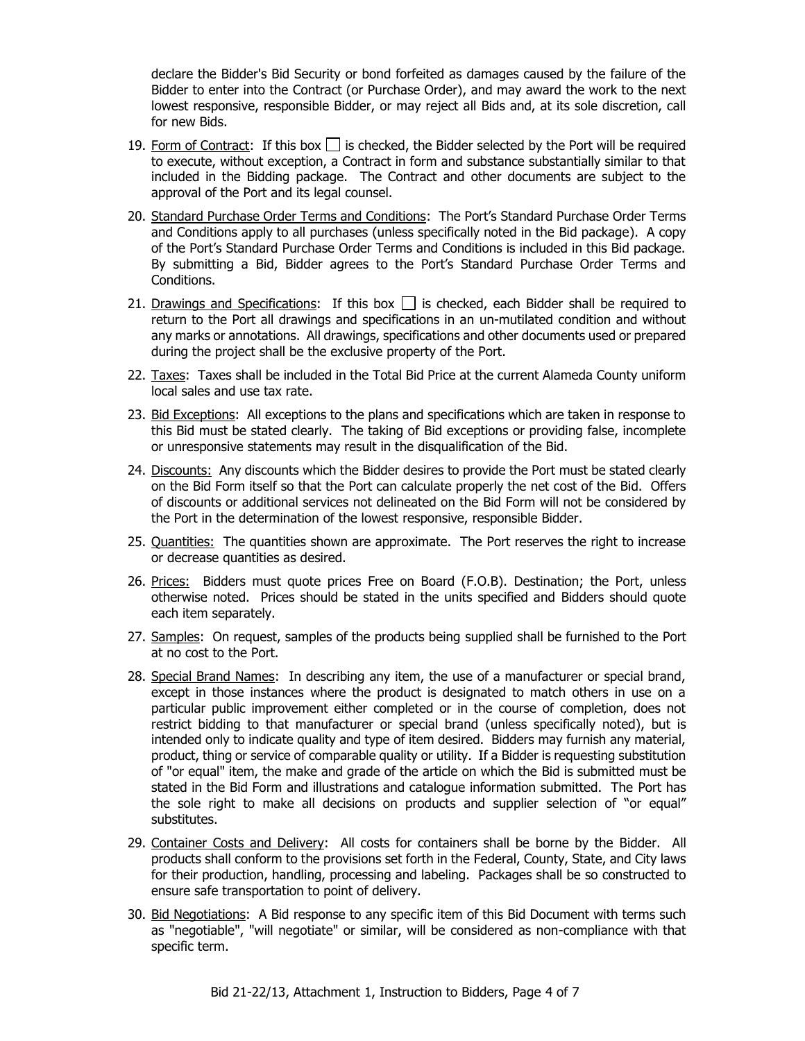declare the Bidder's Bid Security or bond forfeited as damages caused by the failure of the Bidder to enter into the Contract (or Purchase Order), and may award the work to the next lowest responsive, responsible Bidder, or may reject all Bids and, at its sole discretion, call for new Bids.

19. Form of Contract: If this box ☐ is checked, the Bidder selected by the Port will be required to execute, without exception, a Contract in form and substance substantially similar to that included in the Bidding package. The Contract and other documents are subject to the approval of the Port and its legal counsel.

20. Standard Purchase Order Terms and Conditions: The Port's Standard Purchase Order Terms and Conditions apply to all purchases (unless specifically noted in the Bid package). A copy of the Port's Standard Purchase Order Terms and Conditions is included in this Bid package. By submitting a Bid, Bidder agrees to the Port's Standard Purchase Order Terms and Conditions.

21. Drawings and Specifications: If this box ☐ is checked, each Bidder shall be required to return to the Port all drawings and specifications in an un-mutilated condition and without any marks or annotations. All drawings, specifications and other documents used or prepared during the project shall be the exclusive property of the Port.

22. Taxes: Taxes shall be included in the Total Bid Price at the current Alameda County uniform local sales and use tax rate.

23. Bid Exceptions: All exceptions to the plans and specifications which are taken in response to this Bid must be stated clearly. The taking of Bid exceptions or providing false, incomplete or unresponsive statements may result in the disqualification of the Bid.

24. Discounts: Any discounts which the Bidder desires to provide the Port must be stated clearly on the Bid Form itself so that the Port can calculate properly the net cost of the Bid. Offers of discounts or additional services not delineated on the Bid Form will not be considered by the Port in the determination of the lowest responsive, responsible Bidder.

25. Quantities: The quantities shown are approximate. The Port reserves the right to increase or decrease quantities as desired.

26. Prices: Bidders must quote prices Free on Board (F.O.B). Destination; the Port, unless otherwise noted. Prices should be stated in the units specified and Bidders should quote each item separately.

27. Samples: On request, samples of the products being supplied shall be furnished to the Port at no cost to the Port.

28. Special Brand Names: In describing any item, the use of a manufacturer or special brand, except in those instances where the product is designated to match others in use on a particular public improvement either completed or in the course of completion, does not restrict bidding to that manufacturer or special brand (unless specifically noted), but is intended only to indicate quality and type of item desired. Bidders may furnish any material, product, thing or service of comparable quality or utility. If a Bidder is requesting substitution of "or equal" item, the make and grade of the article on which the Bid is submitted must be stated in the Bid Form and illustrations and catalogue information submitted. The Port has the sole right to make all decisions on products and supplier selection of "or equal" substitutes.

29. Container Costs and Delivery: All costs for containers shall be borne by the Bidder. All products shall conform to the provisions set forth in the Federal, County, State, and City laws for their production, handling, processing and labeling. Packages shall be so constructed to ensure safe transportation to point of delivery.

30. Bid Negotiations: A Bid response to any specific item of this Bid Document with terms such as "negotiable", "will negotiate" or similar, will be considered as non-compliance with that specific term.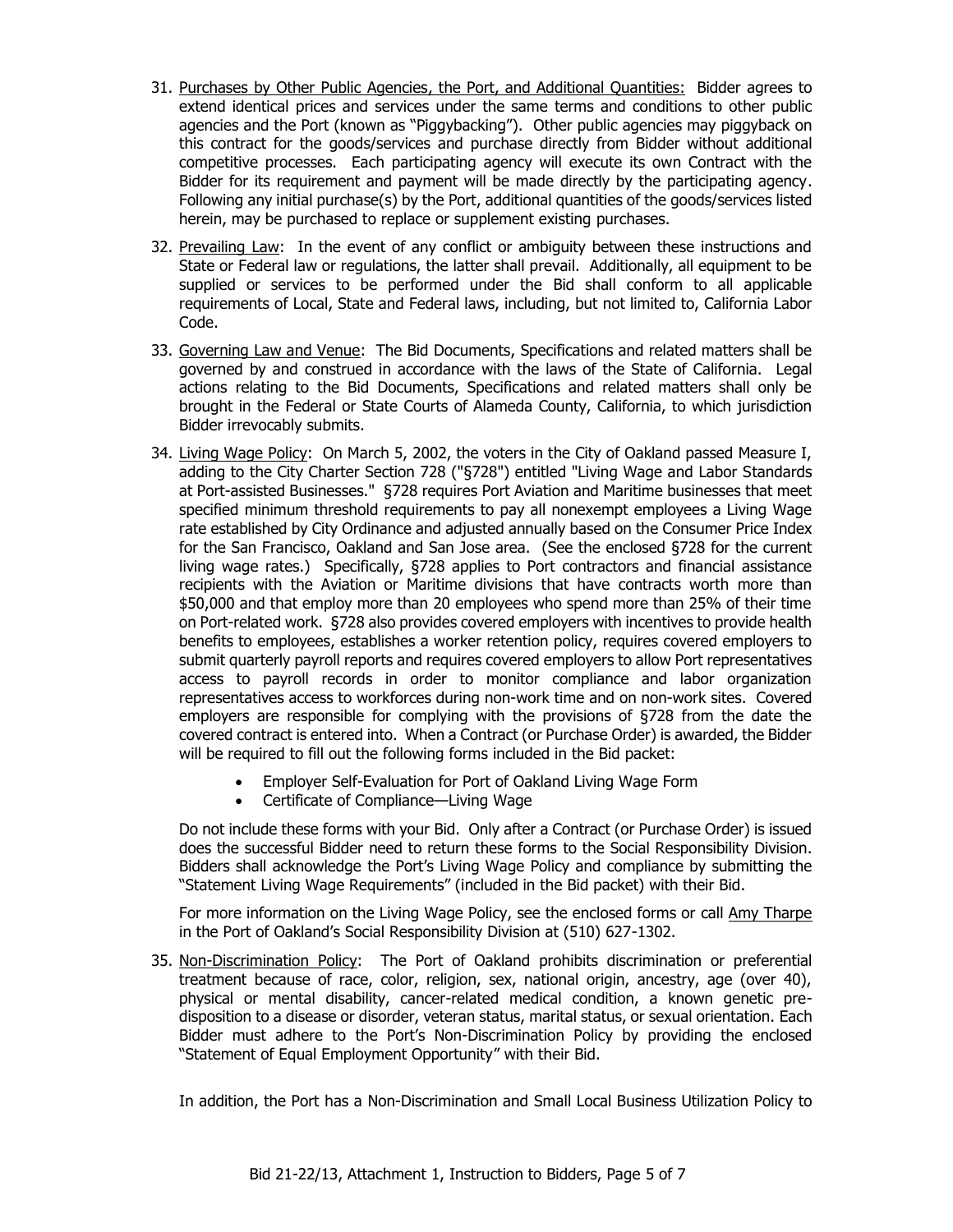31. Purchases by Other Public Agencies, the Port, and Additional Quantities: Bidder agrees to extend identical prices and services under the same terms and conditions to other public agencies and the Port (known as "Piggybacking"). Other public agencies may piggyback on this contract for the goods/services and purchase directly from Bidder without additional competitive processes. Each participating agency will execute its own Contract with the Bidder for its requirement and payment will be made directly by the participating agency. Following any initial purchase(s) by the Port, additional quantities of the goods/services listed herein, may be purchased to replace or supplement existing purchases.

32. Prevailing Law: In the event of any conflict or ambiguity between these instructions and State or Federal law or regulations, the latter shall prevail. Additionally, all equipment to be supplied or services to be performed under the Bid shall conform to all applicable requirements of Local, State and Federal laws, including, but not limited to, California Labor Code.

33. Governing Law and Venue: The Bid Documents, Specifications and related matters shall be governed by and construed in accordance with the laws of the State of California. Legal actions relating to the Bid Documents, Specifications and related matters shall only be brought in the Federal or State Courts of Alameda County, California, to which jurisdiction Bidder irrevocably submits.

34. Living Wage Policy: On March 5, 2002, the voters in the City of Oakland passed Measure I, adding to the City Charter Section 728 ("§728") entitled "Living Wage and Labor Standards at Port-assisted Businesses." §728 requires Port Aviation and Maritime businesses that meet specified minimum threshold requirements to pay all nonexempt employees a Living Wage rate established by City Ordinance and adjusted annually based on the Consumer Price Index for the San Francisco, Oakland and San Jose area. (See the enclosed §728 for the current living wage rates.) Specifically, §728 applies to Port contractors and financial assistance recipients with the Aviation or Maritime divisions that have contracts worth more than $50,000 and that employ more than 20 employees who spend more than 25% of their time on Port-related work. §728 also provides covered employers with incentives to provide health benefits to employees, establishes a worker retention policy, requires covered employers to submit quarterly payroll reports and requires covered employers to allow Port representatives access to payroll records in order to monitor compliance and labor organization representatives access to workforces during non-work time and on non-work sites. Covered employers are responsible for complying with the provisions of §728 from the date the covered contract is entered into. When a Contract (or Purchase Order) is awarded, the Bidder will be required to fill out the following forms included in the Bid packet:

    - Employer Self-Evaluation for Port of Oakland Living Wage Form
    - Certificate of Compliance—Living Wage

    Do not include these forms with your Bid. Only after a Contract (or Purchase Order) is issued does the successful Bidder need to return these forms to the Social Responsibility Division. Bidders shall acknowledge the Port's Living Wage Policy and compliance by submitting the "Statement Living Wage Requirements" (included in the Bid packet) with their Bid.

    For more information on the Living Wage Policy, see the enclosed forms or call Amy Tharpe in the Port of Oakland's Social Responsibility Division at (510) 627-1302.

35. Non-Discrimination Policy: The Port of Oakland prohibits discrimination or preferential treatment because of race, color, religion, sex, national origin, ancestry, age (over 40), physical or mental disability, cancer-related medical condition, a known genetic pre-disposition to a disease or disorder, veteran status, marital status, or sexual orientation. Each Bidder must adhere to the Port's Non-Discrimination Policy by providing the enclosed "Statement of Equal Employment Opportunity" with their Bid.

    In addition, the Port has a Non-Discrimination and Small Local Business Utilization Policy to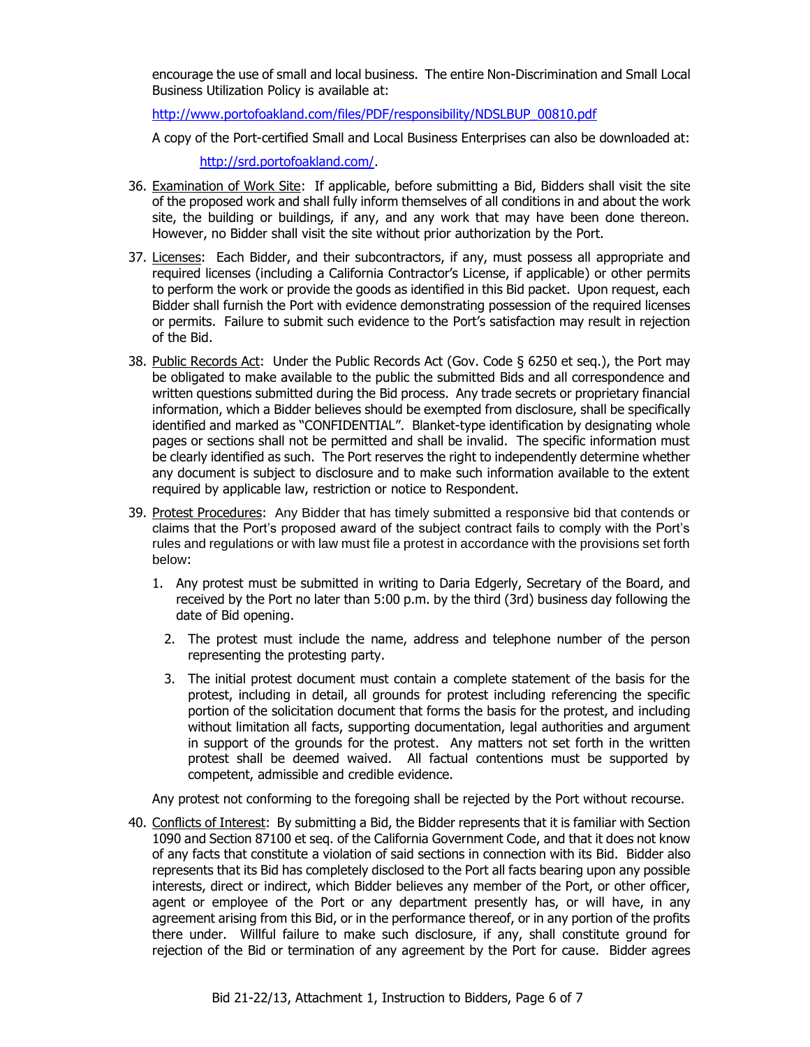encourage the use of small and local business. The entire Non-Discrimination and Small Local Business Utilization Policy is available at:

http://www.portofoakland.com/files/PDF/responsibility/NDSLBUP_00810.pdf

A copy of the Port-certified Small and Local Business Enterprises can also be downloaded at:

http://srd.portofoakland.com/.

36. Examination of Work Site: If applicable, before submitting a Bid, Bidders shall visit the site of the proposed work and shall fully inform themselves of all conditions in and about the work site, the building or buildings, if any, and any work that may have been done thereon. However, no Bidder shall visit the site without prior authorization by the Port.

37. Licenses: Each Bidder, and their subcontractors, if any, must possess all appropriate and required licenses (including a California Contractor's License, if applicable) or other permits to perform the work or provide the goods as identified in this Bid packet. Upon request, each Bidder shall furnish the Port with evidence demonstrating possession of the required licenses or permits. Failure to submit such evidence to the Port's satisfaction may result in rejection of the Bid.

38. Public Records Act: Under the Public Records Act (Gov. Code § 6250 et seq.), the Port may be obligated to make available to the public the submitted Bids and all correspondence and written questions submitted during the Bid process. Any trade secrets or proprietary financial information, which a Bidder believes should be exempted from disclosure, shall be specifically identified and marked as "CONFIDENTIAL". Blanket-type identification by designating whole pages or sections shall not be permitted and shall be invalid. The specific information must be clearly identified as such. The Port reserves the right to independently determine whether any document is subject to disclosure and to make such information available to the extent required by applicable law, restriction or notice to Respondent.

39. Protest Procedures: Any Bidder that has timely submitted a responsive bid that contends or claims that the Port's proposed award of the subject contract fails to comply with the Port's rules and regulations or with law must file a protest in accordance with the provisions set forth below:

    1. Any protest must be submitted in writing to Daria Edgerly, Secretary of the Board, and received by the Port no later than 5:00 p.m. by the third (3rd) business day following the date of Bid opening.
    2. The protest must include the name, address and telephone number of the person representing the protesting party.
    3. The initial protest document must contain a complete statement of the basis for the protest, including in detail, all grounds for protest including referencing the specific portion of the solicitation document that forms the basis for the protest, and including without limitation all facts, supporting documentation, legal authorities and argument in support of the grounds for the protest. Any matters not set forth in the written protest shall be deemed waived. All factual contentions must be supported by competent, admissible and credible evidence.

    Any protest not conforming to the foregoing shall be rejected by the Port without recourse.

40. Conflicts of Interest: By submitting a Bid, the Bidder represents that it is familiar with Section 1090 and Section 87100 et seq. of the California Government Code, and that it does not know of any facts that constitute a violation of said sections in connection with its Bid. Bidder also represents that its Bid has completely disclosed to the Port all facts bearing upon any possible interests, direct or indirect, which Bidder believes any member of the Port, or other officer, agent or employee of the Port or any department presently has, or will have, in any agreement arising from this Bid, or in the performance thereof, or in any portion of the profits there under. Willful failure to make such disclosure, if any, shall constitute ground for rejection of the Bid or termination of any agreement by the Port for cause. Bidder agrees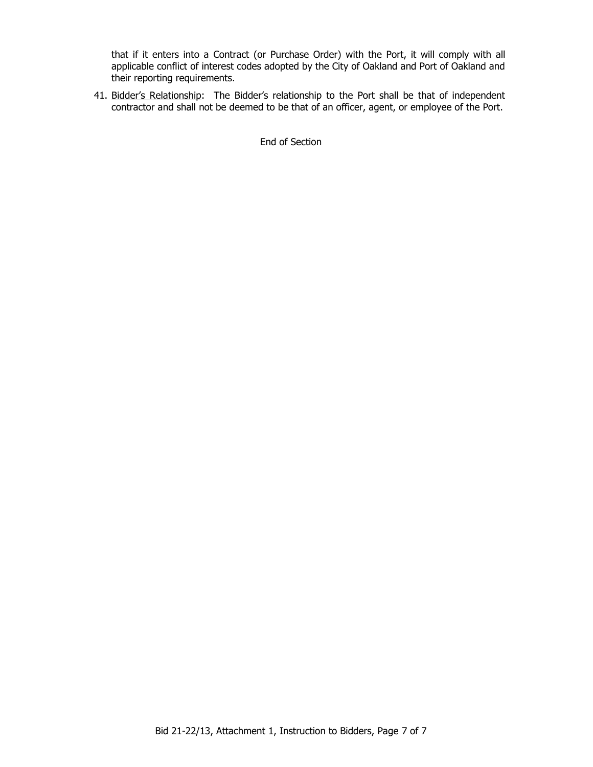that if it enters into a Contract (or Purchase Order) with the Port, it will comply with all applicable conflict of interest codes adopted by the City of Oakland and Port of Oakland and their reporting requirements.

41. <u>Bidder's Relationship</u>: The Bidder's relationship to the Port shall be that of independent contractor and shall not be deemed to be that of an officer, agent, or employee of the Port.

End of Section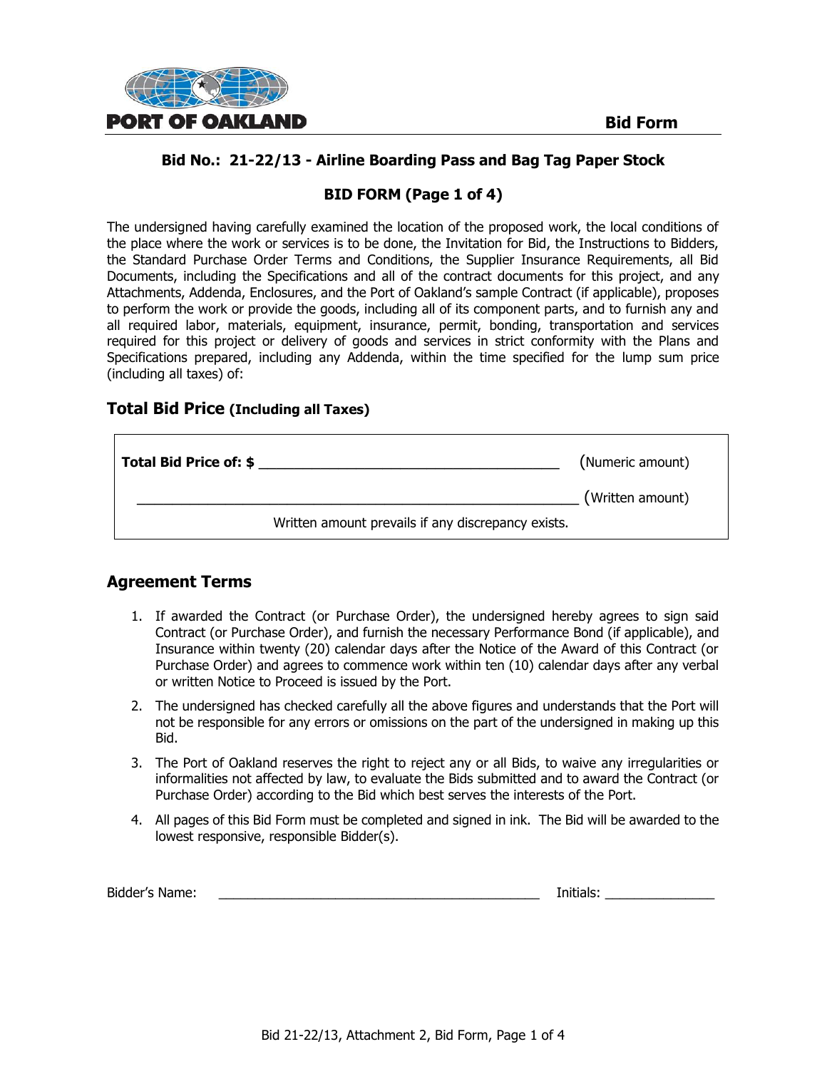PORT OF OAKLAND

**Bid Form**

## Bid No.: 21-22/13 - Airline Boarding Pass and Bag Tag Paper Stock

## BID FORM (Page 1 of 4)

The undersigned having carefully examined the location of the proposed work, the local conditions of the place where the work or services is to be done, the Invitation for Bid, the Instructions to Bidders, the Standard Purchase Order Terms and Conditions, the Supplier Insurance Requirements, all Bid Documents, including the Specifications and all of the contract documents for this project, and any Attachments, Addenda, Enclosures, and the Port of Oakland's sample Contract (if applicable), proposes to perform the work or provide the goods, including all of its component parts, and to furnish any and all required labor, materials, equipment, insurance, permit, bonding, transportation and services required for this project or delivery of goods and services in strict conformity with the Plans and Specifications prepared, including any Addenda, within the time specified for the lump sum price (including all taxes) of:

## Total Bid Price (Including all Taxes)

**Total Bid Price of: $** ________________________________________ (Numeric amount)

__________________________________________________________ (Written amount)

Written amount prevails if any discrepancy exists.

## Agreement Terms

1. If awarded the Contract (or Purchase Order), the undersigned hereby agrees to sign said Contract (or Purchase Order), and furnish the necessary Performance Bond (if applicable), and Insurance within twenty (20) calendar days after the Notice of the Award of this Contract (or Purchase Order) and agrees to commence work within ten (10) calendar days after any verbal or written Notice to Proceed is issued by the Port.
2. The undersigned has checked carefully all the above figures and understands that the Port will not be responsible for any errors or omissions on the part of the undersigned in making up this Bid.
3. The Port of Oakland reserves the right to reject any or all Bids, to waive any irregularities or informalities not affected by law, to evaluate the Bids submitted and to award the Contract (or Purchase Order) according to the Bid which best serves the interests of the Port.
4. All pages of this Bid Form must be completed and signed in ink. The Bid will be awarded to the lowest responsive, responsible Bidder(s).

Bidder's Name: ______________________________________________ Initials: _______________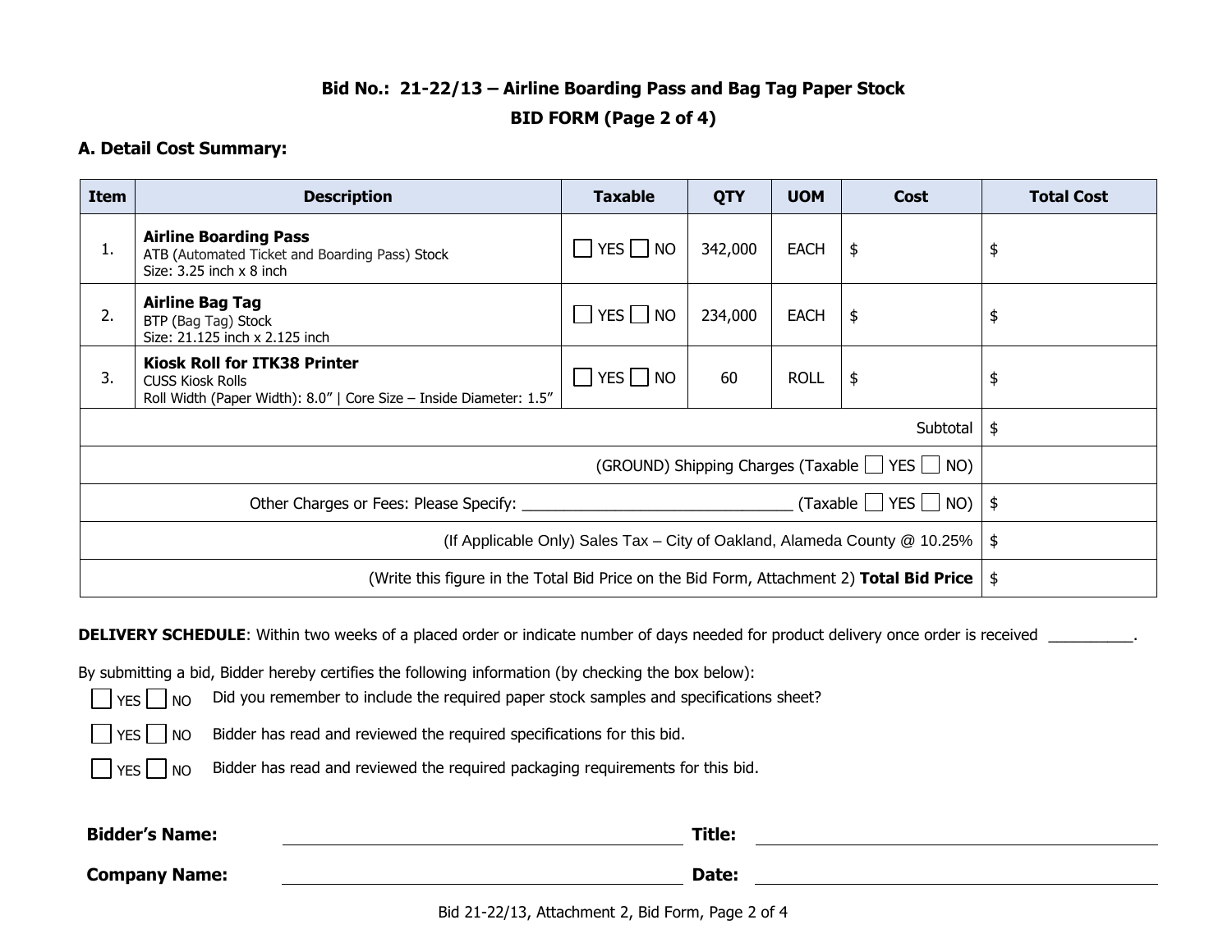## Bid No.: 21-22/13 – Airline Boarding Pass and Bag Tag Paper Stock

## BID FORM (Page 2 of 4)

### A. Detail Cost Summary:

| Item | Description | Taxable | QTY | UOM | Cost | Total Cost |
|---|---|---|---|---|---|---|
| 1. | **Airline Boarding Pass**<br>ATB (Automated Ticket and Boarding Pass) Stock<br>Size: 3.25 inch x 8 inch | ☐ YES ☐ NO | 342,000 | EACH | $ | $ |
| 2. | **Airline Bag Tag**<br>BTP (Bag Tag) Stock<br>Size: 21.125 inch x 2.125 inch | ☐ YES ☐ NO | 234,000 | EACH | $ | $ |
| 3. | **Kiosk Roll for ITK38 Printer**<br>CUSS Kiosk Rolls<br>Roll Width (Paper Width): 8.0" \| Core Size – Inside Diameter: 1.5" | ☐ YES ☐ NO | 60 | ROLL | $ | $ |
| | | | | | Subtotal | $ |
| | | | | | (GROUND) Shipping Charges (Taxable ☐ YES ☐ NO) | |
| | | | | | Other Charges or Fees: Please Specify: ________________________________ (Taxable ☐ YES ☐ NO) | $ |
| | | | | | (If Applicable Only) Sales Tax – City of Oakland, Alameda County @ 10.25% | $ |
| | | | | | (Write this figure in the Total Bid Price on the Bid Form, Attachment 2) **Total Bid Price** | $ |

**DELIVERY SCHEDULE**: Within two weeks of a placed order or indicate number of days needed for product delivery once order is received __________.

By submitting a bid, Bidder hereby certifies the following information (by checking the box below):

☐ YES ☐ NO Did you remember to include the required paper stock samples and specifications sheet?

☐ YES ☐ NO Bidder has read and reviewed the required specifications for this bid.

☐ YES ☐ NO Bidder has read and reviewed the required packaging requirements for this bid.

**Bidder's Name:** ______________________________ **Title:** ______________________________

**Company Name:** ______________________________ **Date:** ______________________________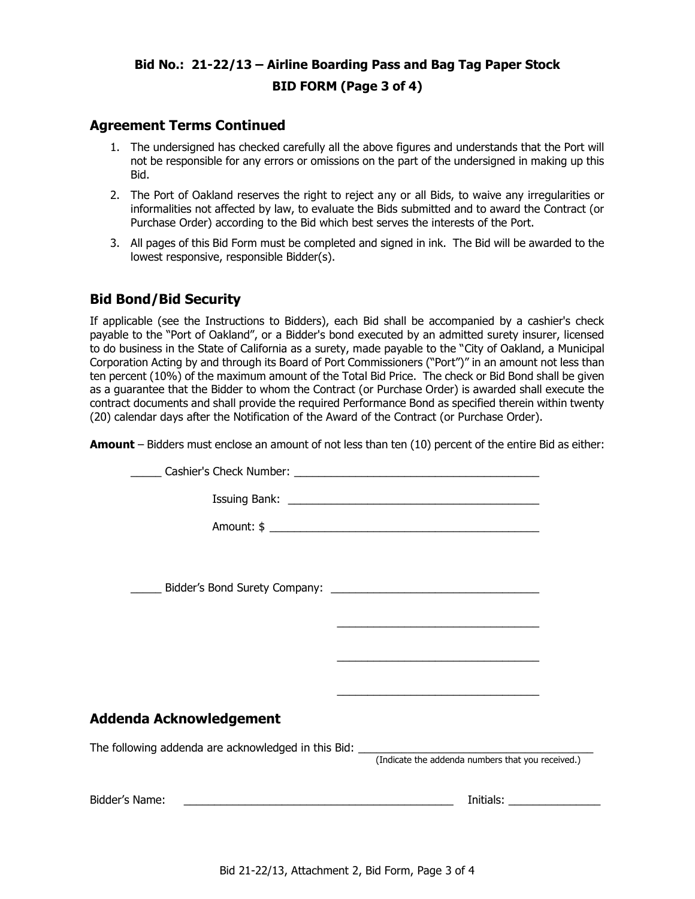# Bid No.: 21-22/13 – Airline Boarding Pass and Bag Tag Paper Stock

## BID FORM (Page 3 of 4)

## Agreement Terms Continued

1. The undersigned has checked carefully all the above figures and understands that the Port will not be responsible for any errors or omissions on the part of the undersigned in making up this Bid.
2. The Port of Oakland reserves the right to reject any or all Bids, to waive any irregularities or informalities not affected by law, to evaluate the Bids submitted and to award the Contract (or Purchase Order) according to the Bid which best serves the interests of the Port.
3. All pages of this Bid Form must be completed and signed in ink. The Bid will be awarded to the lowest responsive, responsible Bidder(s).

## Bid Bond/Bid Security

If applicable (see the Instructions to Bidders), each Bid shall be accompanied by a cashier's check payable to the "Port of Oakland", or a Bidder's bond executed by an admitted surety insurer, licensed to do business in the State of California as a surety, made payable to the "City of Oakland, a Municipal Corporation Acting by and through its Board of Port Commissioners ("Port")" in an amount not less than ten percent (10%) of the maximum amount of the Total Bid Price. The check or Bid Bond shall be given as a guarantee that the Bidder to whom the Contract (or Purchase Order) is awarded shall execute the contract documents and shall provide the required Performance Bond as specified therein within twenty (20) calendar days after the Notification of the Award of the Contract (or Purchase Order).

**Amount** – Bidders must enclose an amount of not less than ten (10) percent of the entire Bid as either:

_____ Cashier's Check Number: ________________________________________

Issuing Bank: ________________________________________

Amount: $ ________________________________________

_____ Bidder's Bond Surety Company: ________________________________

________________________________

________________________________

________________________________

## Addenda Acknowledgement

The following addenda are acknowledged in this Bid: ________________________________
(Indicate the addenda numbers that you received.)

Bidder's Name: ____________________________________________ Initials: _______________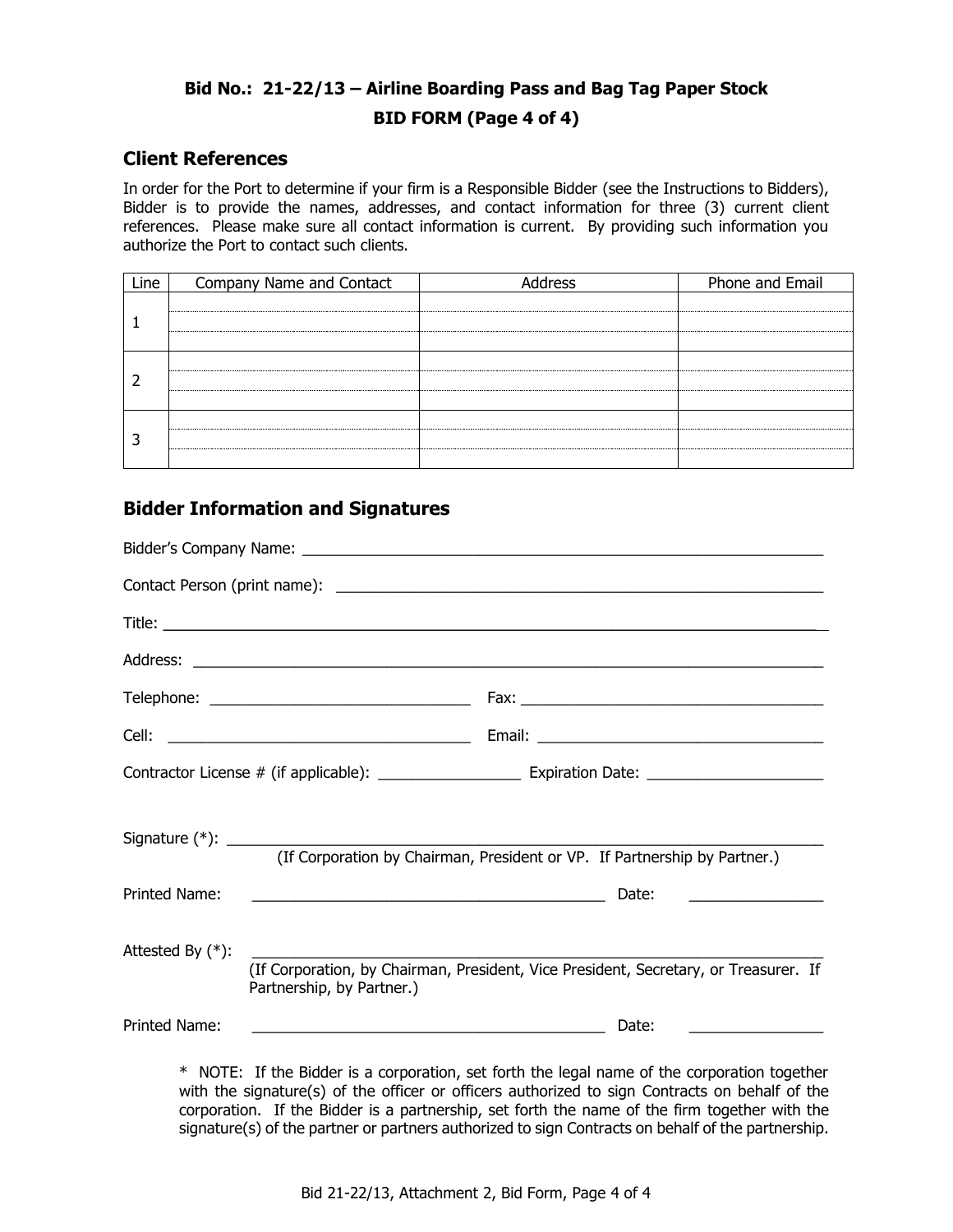**Bid No.: 21-22/13 – Airline Boarding Pass and Bag Tag Paper Stock**

**BID FORM (Page 4 of 4)**

## Client References

In order for the Port to determine if your firm is a Responsible Bidder (see the Instructions to Bidders), Bidder is to provide the names, addresses, and contact information for three (3) current client references. Please make sure all contact information is current. By providing such information you authorize the Port to contact such clients.

| Line | Company Name and Contact | Address | Phone and Email |
|---|---|---|---|
| 1 | | | |
| | | | |
| | | | |
| 2 | | | |
| | | | |
| | | | |
| 3 | | | |
| | | | |
| | | | |

## Bidder Information and Signatures

Bidder's Company Name: ___________________________________________

Contact Person (print name): ___________________________________________

Title: ___________________________________________

Address: ___________________________________________

Telephone: ______________________ Fax: ______________________

Cell: ______________________ Email: ______________________

Contractor License # (if applicable): ______________ Expiration Date: ______________

Signature (*): ___________________________________________
(If Corporation by Chairman, President or VP. If Partnership by Partner.)

Printed Name: ______________________________ Date: ______________

Attested By (*): ___________________________________________
(If Corporation, by Chairman, President, Vice President, Secretary, or Treasurer. If Partnership, by Partner.)

Printed Name: ______________________________ Date: ______________

\* NOTE: If the Bidder is a corporation, set forth the legal name of the corporation together with the signature(s) of the officer or officers authorized to sign Contracts on behalf of the corporation. If the Bidder is a partnership, set forth the name of the firm together with the signature(s) of the partner or partners authorized to sign Contracts on behalf of the partnership.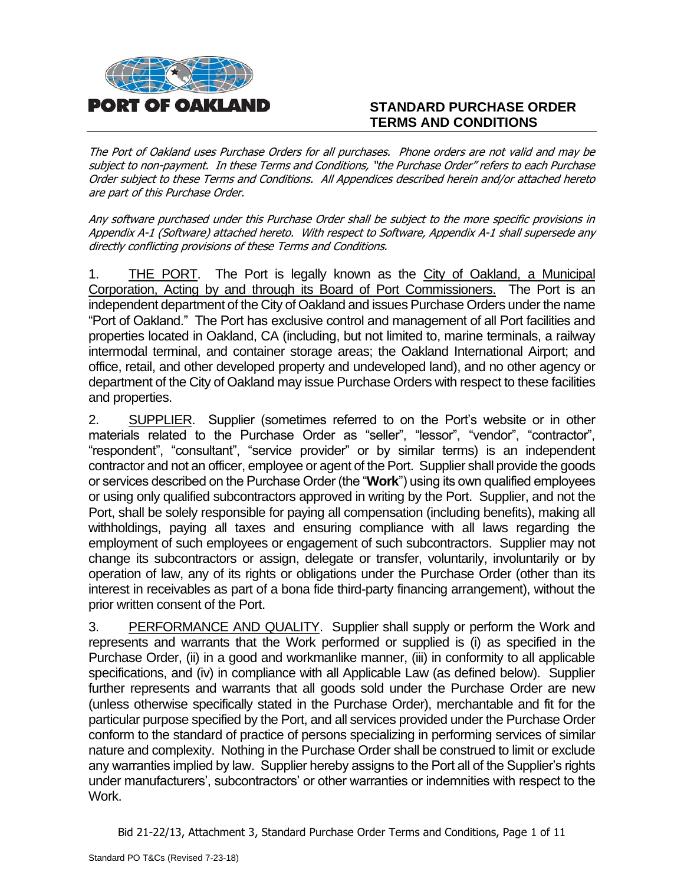**PORT OF OAKLAND**

## STANDARD PURCHASE ORDER TERMS AND CONDITIONS

*The Port of Oakland uses Purchase Orders for all purchases. Phone orders are not valid and may be subject to non-payment. In these Terms and Conditions, "the Purchase Order" refers to each Purchase Order subject to these Terms and Conditions. All Appendices described herein and/or attached hereto are part of this Purchase Order.*

*Any software purchased under this Purchase Order shall be subject to the more specific provisions in Appendix A-1 (Software) attached hereto. With respect to Software, Appendix A-1 shall supersede any directly conflicting provisions of these Terms and Conditions.*

1. THE PORT. The Port is legally known as the City of Oakland, a Municipal Corporation, Acting by and through its Board of Port Commissioners. The Port is an independent department of the City of Oakland and issues Purchase Orders under the name "Port of Oakland." The Port has exclusive control and management of all Port facilities and properties located in Oakland, CA (including, but not limited to, marine terminals, a railway intermodal terminal, and container storage areas; the Oakland International Airport; and office, retail, and other developed property and undeveloped land), and no other agency or department of the City of Oakland may issue Purchase Orders with respect to these facilities and properties.

2. SUPPLIER. Supplier (sometimes referred to on the Port's website or in other materials related to the Purchase Order as "seller", "lessor", "vendor", "contractor", "respondent", "consultant", "service provider" or by similar terms) is an independent contractor and not an officer, employee or agent of the Port. Supplier shall provide the goods or services described on the Purchase Order (the "**Work**") using its own qualified employees or using only qualified subcontractors approved in writing by the Port. Supplier, and not the Port, shall be solely responsible for paying all compensation (including benefits), making all withholdings, paying all taxes and ensuring compliance with all laws regarding the employment of such employees or engagement of such subcontractors. Supplier may not change its subcontractors or assign, delegate or transfer, voluntarily, involuntarily or by operation of law, any of its rights or obligations under the Purchase Order (other than its interest in receivables as part of a bona fide third-party financing arrangement), without the prior written consent of the Port.

3. PERFORMANCE AND QUALITY. Supplier shall supply or perform the Work and represents and warrants that the Work performed or supplied is (i) as specified in the Purchase Order, (ii) in a good and workmanlike manner, (iii) in conformity to all applicable specifications, and (iv) in compliance with all Applicable Law (as defined below). Supplier further represents and warrants that all goods sold under the Purchase Order are new (unless otherwise specifically stated in the Purchase Order), merchantable and fit for the particular purpose specified by the Port, and all services provided under the Purchase Order conform to the standard of practice of persons specializing in performing services of similar nature and complexity. Nothing in the Purchase Order shall be construed to limit or exclude any warranties implied by law. Supplier hereby assigns to the Port all of the Supplier's rights under manufacturers', subcontractors' or other warranties or indemnities with respect to the Work.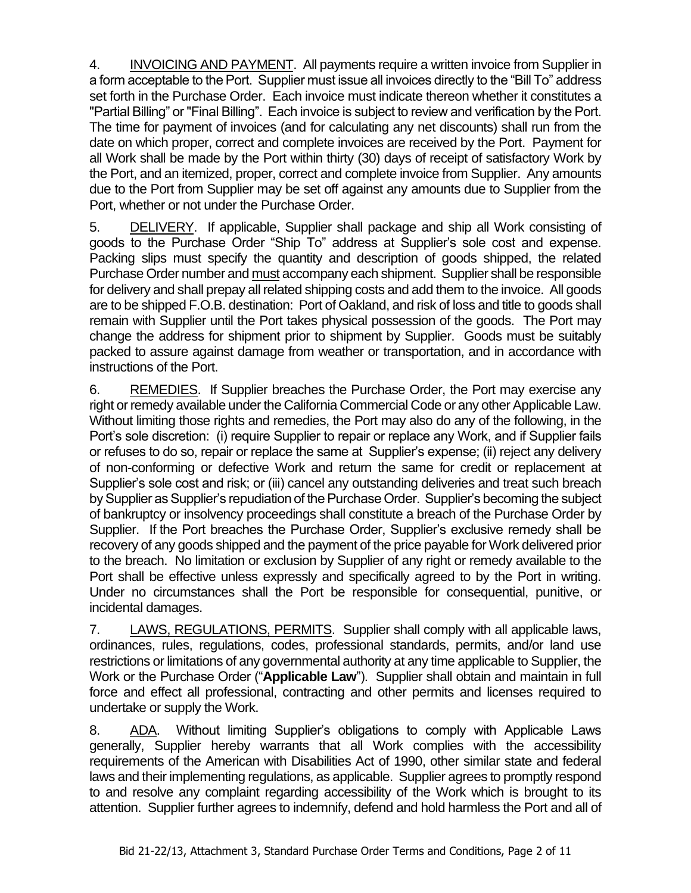4. INVOICING AND PAYMENT. All payments require a written invoice from Supplier in a form acceptable to the Port. Supplier must issue all invoices directly to the "Bill To" address set forth in the Purchase Order. Each invoice must indicate thereon whether it constitutes a "Partial Billing" or "Final Billing". Each invoice is subject to review and verification by the Port. The time for payment of invoices (and for calculating any net discounts) shall run from the date on which proper, correct and complete invoices are received by the Port. Payment for all Work shall be made by the Port within thirty (30) days of receipt of satisfactory Work by the Port, and an itemized, proper, correct and complete invoice from Supplier. Any amounts due to the Port from Supplier may be set off against any amounts due to Supplier from the Port, whether or not under the Purchase Order.

5. DELIVERY. If applicable, Supplier shall package and ship all Work consisting of goods to the Purchase Order "Ship To" address at Supplier's sole cost and expense. Packing slips must specify the quantity and description of goods shipped, the related Purchase Order number and must accompany each shipment. Supplier shall be responsible for delivery and shall prepay all related shipping costs and add them to the invoice. All goods are to be shipped F.O.B. destination: Port of Oakland, and risk of loss and title to goods shall remain with Supplier until the Port takes physical possession of the goods. The Port may change the address for shipment prior to shipment by Supplier. Goods must be suitably packed to assure against damage from weather or transportation, and in accordance with instructions of the Port.

6. REMEDIES. If Supplier breaches the Purchase Order, the Port may exercise any right or remedy available under the California Commercial Code or any other Applicable Law. Without limiting those rights and remedies, the Port may also do any of the following, in the Port's sole discretion: (i) require Supplier to repair or replace any Work, and if Supplier fails or refuses to do so, repair or replace the same at Supplier's expense; (ii) reject any delivery of non-conforming or defective Work and return the same for credit or replacement at Supplier's sole cost and risk; or (iii) cancel any outstanding deliveries and treat such breach by Supplier as Supplier's repudiation of the Purchase Order. Supplier's becoming the subject of bankruptcy or insolvency proceedings shall constitute a breach of the Purchase Order by Supplier. If the Port breaches the Purchase Order, Supplier's exclusive remedy shall be recovery of any goods shipped and the payment of the price payable for Work delivered prior to the breach. No limitation or exclusion by Supplier of any right or remedy available to the Port shall be effective unless expressly and specifically agreed to by the Port in writing. Under no circumstances shall the Port be responsible for consequential, punitive, or incidental damages.

7. LAWS, REGULATIONS, PERMITS. Supplier shall comply with all applicable laws, ordinances, rules, regulations, codes, professional standards, permits, and/or land use restrictions or limitations of any governmental authority at any time applicable to Supplier, the Work or the Purchase Order ("**Applicable Law**"). Supplier shall obtain and maintain in full force and effect all professional, contracting and other permits and licenses required to undertake or supply the Work.

8. ADA. Without limiting Supplier's obligations to comply with Applicable Laws generally, Supplier hereby warrants that all Work complies with the accessibility requirements of the American with Disabilities Act of 1990, other similar state and federal laws and their implementing regulations, as applicable. Supplier agrees to promptly respond to and resolve any complaint regarding accessibility of the Work which is brought to its attention. Supplier further agrees to indemnify, defend and hold harmless the Port and all of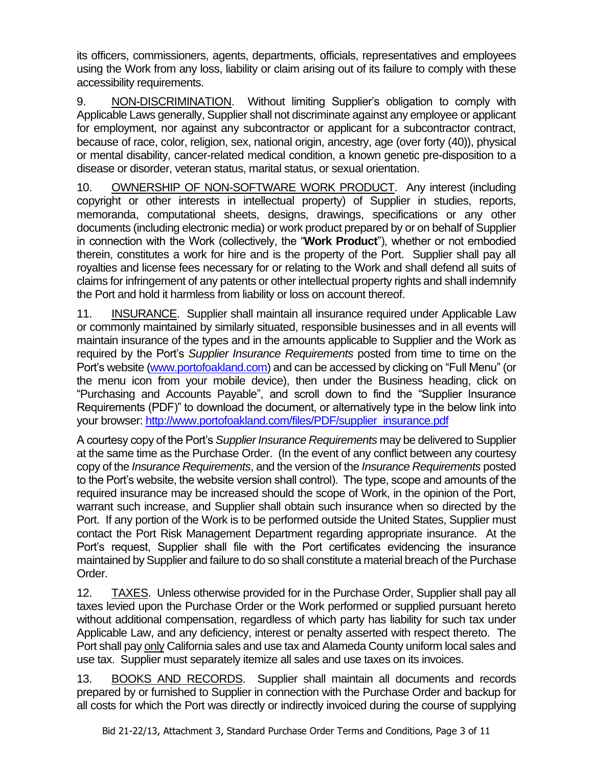its officers, commissioners, agents, departments, officials, representatives and employees using the Work from any loss, liability or claim arising out of its failure to comply with these accessibility requirements.

9. NON-DISCRIMINATION. Without limiting Supplier's obligation to comply with Applicable Laws generally, Supplier shall not discriminate against any employee or applicant for employment, nor against any subcontractor or applicant for a subcontractor contract, because of race, color, religion, sex, national origin, ancestry, age (over forty (40)), physical or mental disability, cancer-related medical condition, a known genetic pre-disposition to a disease or disorder, veteran status, marital status, or sexual orientation.

10. OWNERSHIP OF NON-SOFTWARE WORK PRODUCT. Any interest (including copyright or other interests in intellectual property) of Supplier in studies, reports, memoranda, computational sheets, designs, drawings, specifications or any other documents (including electronic media) or work product prepared by or on behalf of Supplier in connection with the Work (collectively, the "**Work Product**"), whether or not embodied therein, constitutes a work for hire and is the property of the Port. Supplier shall pay all royalties and license fees necessary for or relating to the Work and shall defend all suits of claims for infringement of any patents or other intellectual property rights and shall indemnify the Port and hold it harmless from liability or loss on account thereof.

11. INSURANCE. Supplier shall maintain all insurance required under Applicable Law or commonly maintained by similarly situated, responsible businesses and in all events will maintain insurance of the types and in the amounts applicable to Supplier and the Work as required by the Port's *Supplier Insurance Requirements* posted from time to time on the Port's website ([www.portofoakland.com](www.portofoakland.com)) and can be accessed by clicking on "Full Menu" (or the menu icon from your mobile device), then under the Business heading, click on "Purchasing and Accounts Payable", and scroll down to find the "Supplier Insurance Requirements (PDF)" to download the document, or alternatively type in the below link into your browser: [http://www.portofoakland.com/files/PDF/supplier_insurance.pdf](http://www.portofoakland.com/files/PDF/supplier_insurance.pdf)

A courtesy copy of the Port's *Supplier Insurance Requirements* may be delivered to Supplier at the same time as the Purchase Order. (In the event of any conflict between any courtesy copy of the *Insurance Requirements*, and the version of the *Insurance Requirements* posted to the Port's website, the website version shall control). The type, scope and amounts of the required insurance may be increased should the scope of Work, in the opinion of the Port, warrant such increase, and Supplier shall obtain such insurance when so directed by the Port. If any portion of the Work is to be performed outside the United States, Supplier must contact the Port Risk Management Department regarding appropriate insurance. At the Port's request, Supplier shall file with the Port certificates evidencing the insurance maintained by Supplier and failure to do so shall constitute a material breach of the Purchase Order.

12. TAXES. Unless otherwise provided for in the Purchase Order, Supplier shall pay all taxes levied upon the Purchase Order or the Work performed or supplied pursuant hereto without additional compensation, regardless of which party has liability for such tax under Applicable Law, and any deficiency, interest or penalty asserted with respect thereto. The Port shall pay only California sales and use tax and Alameda County uniform local sales and use tax. Supplier must separately itemize all sales and use taxes on its invoices.

13. BOOKS AND RECORDS. Supplier shall maintain all documents and records prepared by or furnished to Supplier in connection with the Purchase Order and backup for all costs for which the Port was directly or indirectly invoiced during the course of supplying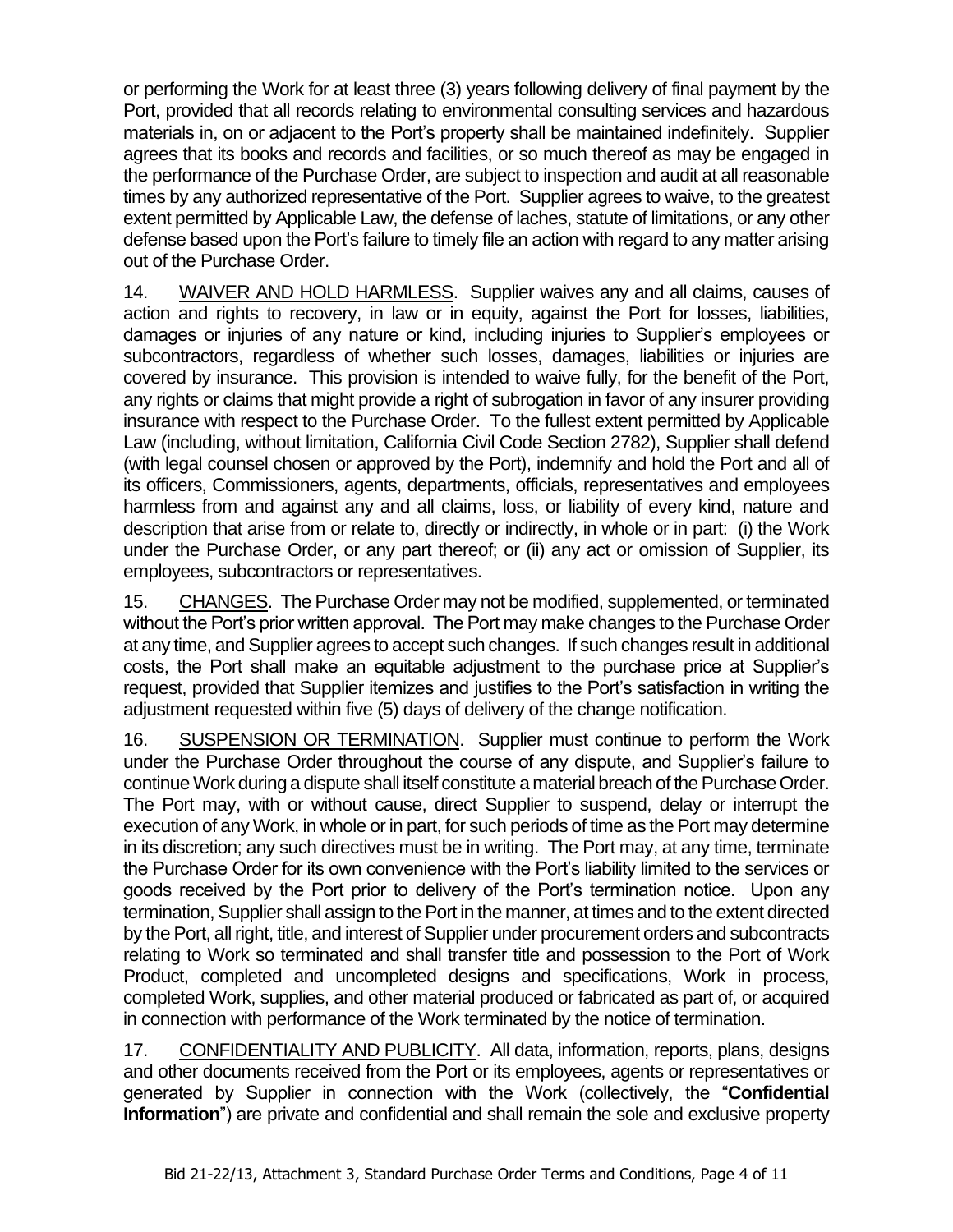or performing the Work for at least three (3) years following delivery of final payment by the Port, provided that all records relating to environmental consulting services and hazardous materials in, on or adjacent to the Port's property shall be maintained indefinitely. Supplier agrees that its books and records and facilities, or so much thereof as may be engaged in the performance of the Purchase Order, are subject to inspection and audit at all reasonable times by any authorized representative of the Port. Supplier agrees to waive, to the greatest extent permitted by Applicable Law, the defense of laches, statute of limitations, or any other defense based upon the Port's failure to timely file an action with regard to any matter arising out of the Purchase Order.

14. WAIVER AND HOLD HARMLESS. Supplier waives any and all claims, causes of action and rights to recovery, in law or in equity, against the Port for losses, liabilities, damages or injuries of any nature or kind, including injuries to Supplier's employees or subcontractors, regardless of whether such losses, damages, liabilities or injuries are covered by insurance. This provision is intended to waive fully, for the benefit of the Port, any rights or claims that might provide a right of subrogation in favor of any insurer providing insurance with respect to the Purchase Order. To the fullest extent permitted by Applicable Law (including, without limitation, California Civil Code Section 2782), Supplier shall defend (with legal counsel chosen or approved by the Port), indemnify and hold the Port and all of its officers, Commissioners, agents, departments, officials, representatives and employees harmless from and against any and all claims, loss, or liability of every kind, nature and description that arise from or relate to, directly or indirectly, in whole or in part: (i) the Work under the Purchase Order, or any part thereof; or (ii) any act or omission of Supplier, its employees, subcontractors or representatives.

15. CHANGES. The Purchase Order may not be modified, supplemented, or terminated without the Port's prior written approval. The Port may make changes to the Purchase Order at any time, and Supplier agrees to accept such changes. If such changes result in additional costs, the Port shall make an equitable adjustment to the purchase price at Supplier's request, provided that Supplier itemizes and justifies to the Port's satisfaction in writing the adjustment requested within five (5) days of delivery of the change notification.

16. SUSPENSION OR TERMINATION. Supplier must continue to perform the Work under the Purchase Order throughout the course of any dispute, and Supplier's failure to continue Work during a dispute shall itself constitute a material breach of the Purchase Order. The Port may, with or without cause, direct Supplier to suspend, delay or interrupt the execution of any Work, in whole or in part, for such periods of time as the Port may determine in its discretion; any such directives must be in writing. The Port may, at any time, terminate the Purchase Order for its own convenience with the Port's liability limited to the services or goods received by the Port prior to delivery of the Port's termination notice. Upon any termination, Supplier shall assign to the Port in the manner, at times and to the extent directed by the Port, all right, title, and interest of Supplier under procurement orders and subcontracts relating to Work so terminated and shall transfer title and possession to the Port of Work Product, completed and uncompleted designs and specifications, Work in process, completed Work, supplies, and other material produced or fabricated as part of, or acquired in connection with performance of the Work terminated by the notice of termination.

17. CONFIDENTIALITY AND PUBLICITY. All data, information, reports, plans, designs and other documents received from the Port or its employees, agents or representatives or generated by Supplier in connection with the Work (collectively, the "**Confidential Information**") are private and confidential and shall remain the sole and exclusive property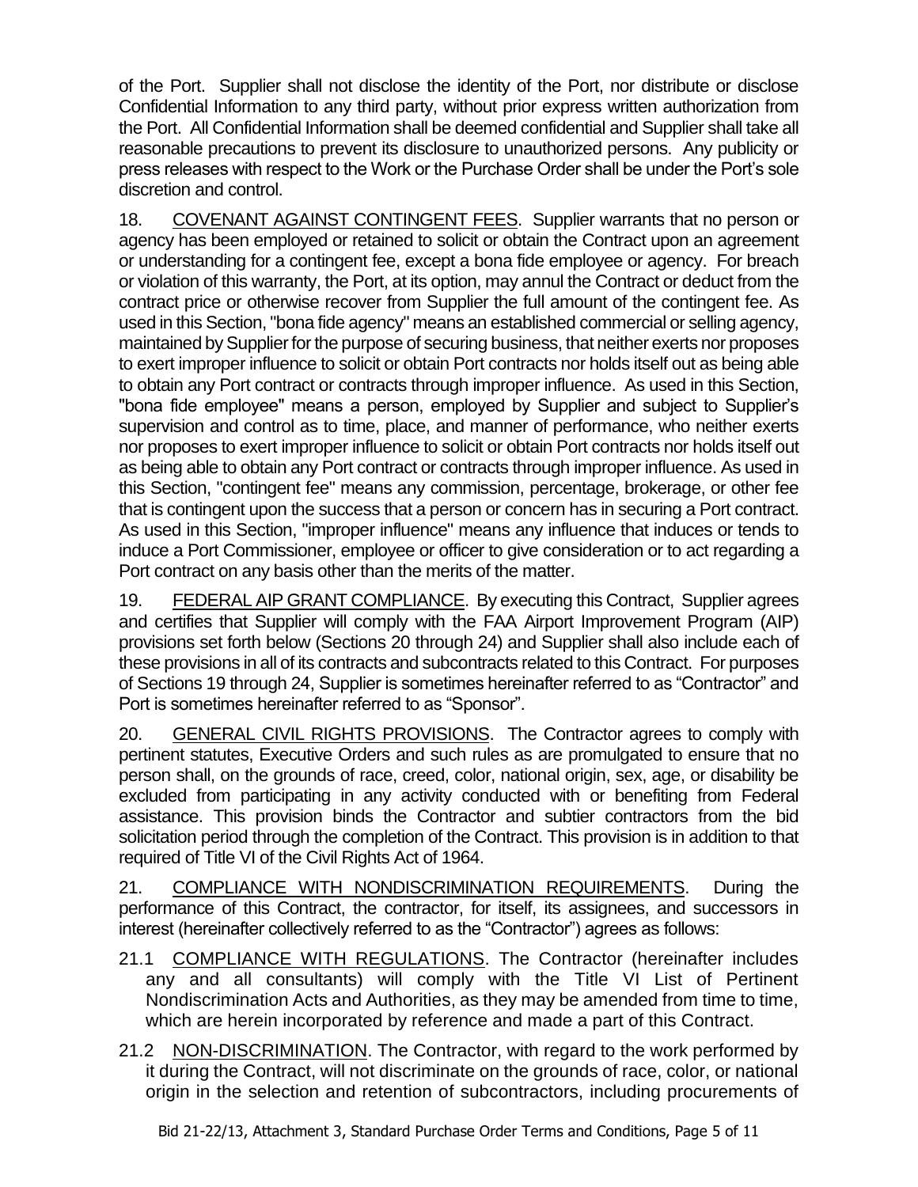of the Port. Supplier shall not disclose the identity of the Port, nor distribute or disclose Confidential Information to any third party, without prior express written authorization from the Port. All Confidential Information shall be deemed confidential and Supplier shall take all reasonable precautions to prevent its disclosure to unauthorized persons. Any publicity or press releases with respect to the Work or the Purchase Order shall be under the Port's sole discretion and control.

18. COVENANT AGAINST CONTINGENT FEES. Supplier warrants that no person or agency has been employed or retained to solicit or obtain the Contract upon an agreement or understanding for a contingent fee, except a bona fide employee or agency. For breach or violation of this warranty, the Port, at its option, may annul the Contract or deduct from the contract price or otherwise recover from Supplier the full amount of the contingent fee. As used in this Section, "bona fide agency" means an established commercial or selling agency, maintained by Supplier for the purpose of securing business, that neither exerts nor proposes to exert improper influence to solicit or obtain Port contracts nor holds itself out as being able to obtain any Port contract or contracts through improper influence. As used in this Section, "bona fide employee" means a person, employed by Supplier and subject to Supplier's supervision and control as to time, place, and manner of performance, who neither exerts nor proposes to exert improper influence to solicit or obtain Port contracts nor holds itself out as being able to obtain any Port contract or contracts through improper influence. As used in this Section, "contingent fee" means any commission, percentage, brokerage, or other fee that is contingent upon the success that a person or concern has in securing a Port contract. As used in this Section, "improper influence" means any influence that induces or tends to induce a Port Commissioner, employee or officer to give consideration or to act regarding a Port contract on any basis other than the merits of the matter.

19. FEDERAL AIP GRANT COMPLIANCE. By executing this Contract, Supplier agrees and certifies that Supplier will comply with the FAA Airport Improvement Program (AIP) provisions set forth below (Sections 20 through 24) and Supplier shall also include each of these provisions in all of its contracts and subcontracts related to this Contract. For purposes of Sections 19 through 24, Supplier is sometimes hereinafter referred to as "Contractor" and Port is sometimes hereinafter referred to as "Sponsor".

20. GENERAL CIVIL RIGHTS PROVISIONS. The Contractor agrees to comply with pertinent statutes, Executive Orders and such rules as are promulgated to ensure that no person shall, on the grounds of race, creed, color, national origin, sex, age, or disability be excluded from participating in any activity conducted with or benefiting from Federal assistance. This provision binds the Contractor and subtier contractors from the bid solicitation period through the completion of the Contract. This provision is in addition to that required of Title VI of the Civil Rights Act of 1964.

21. COMPLIANCE WITH NONDISCRIMINATION REQUIREMENTS. During the performance of this Contract, the contractor, for itself, its assignees, and successors in interest (hereinafter collectively referred to as the "Contractor") agrees as follows:

21.1 COMPLIANCE WITH REGULATIONS. The Contractor (hereinafter includes any and all consultants) will comply with the Title VI List of Pertinent Nondiscrimination Acts and Authorities, as they may be amended from time to time, which are herein incorporated by reference and made a part of this Contract.

21.2 NON-DISCRIMINATION. The Contractor, with regard to the work performed by it during the Contract, will not discriminate on the grounds of race, color, or national origin in the selection and retention of subcontractors, including procurements of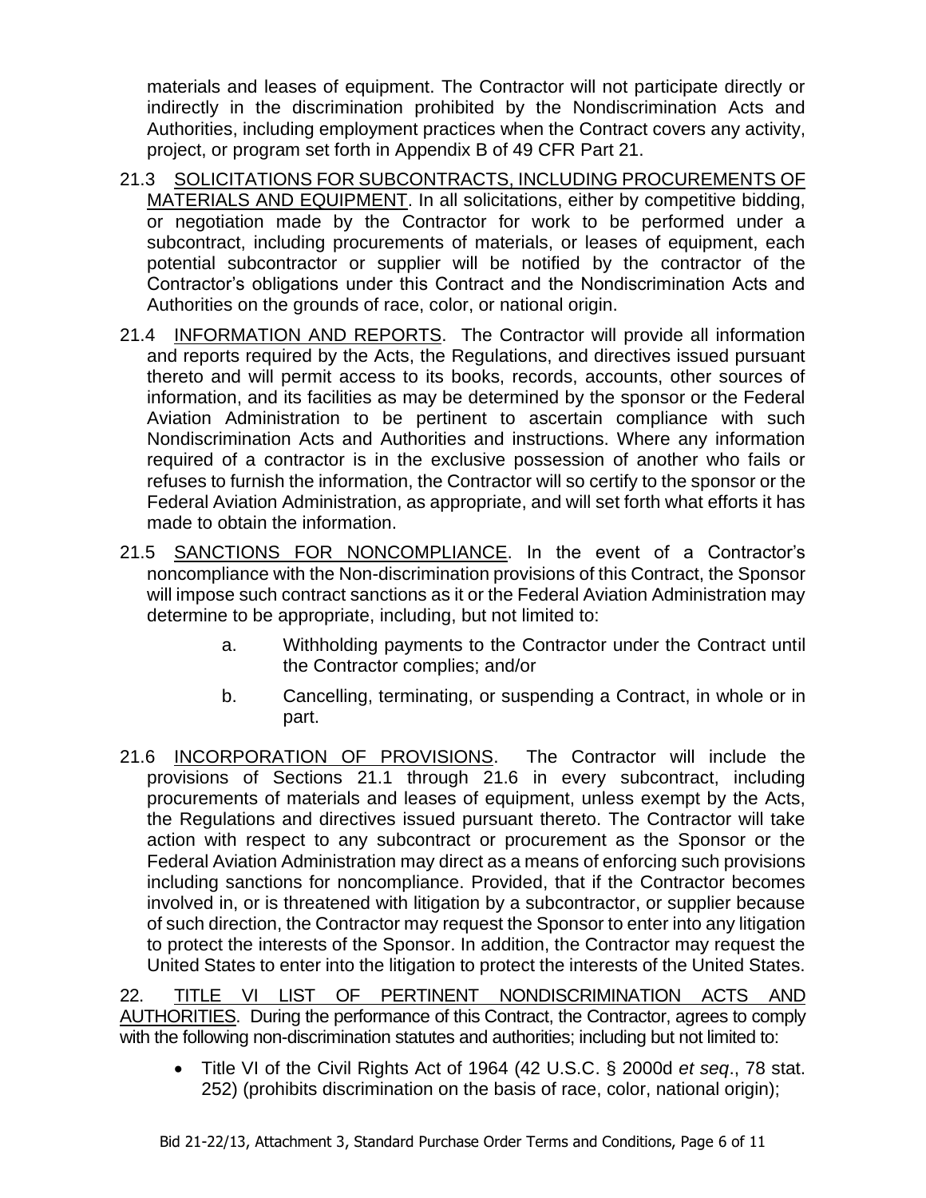materials and leases of equipment. The Contractor will not participate directly or indirectly in the discrimination prohibited by the Nondiscrimination Acts and Authorities, including employment practices when the Contract covers any activity, project, or program set forth in Appendix B of 49 CFR Part 21.

21.3 SOLICITATIONS FOR SUBCONTRACTS, INCLUDING PROCUREMENTS OF MATERIALS AND EQUIPMENT. In all solicitations, either by competitive bidding, or negotiation made by the Contractor for work to be performed under a subcontract, including procurements of materials, or leases of equipment, each potential subcontractor or supplier will be notified by the contractor of the Contractor's obligations under this Contract and the Nondiscrimination Acts and Authorities on the grounds of race, color, or national origin.

21.4 INFORMATION AND REPORTS. The Contractor will provide all information and reports required by the Acts, the Regulations, and directives issued pursuant thereto and will permit access to its books, records, accounts, other sources of information, and its facilities as may be determined by the sponsor or the Federal Aviation Administration to be pertinent to ascertain compliance with such Nondiscrimination Acts and Authorities and instructions. Where any information required of a contractor is in the exclusive possession of another who fails or refuses to furnish the information, the Contractor will so certify to the sponsor or the Federal Aviation Administration, as appropriate, and will set forth what efforts it has made to obtain the information.

21.5 SANCTIONS FOR NONCOMPLIANCE. In the event of a Contractor's noncompliance with the Non-discrimination provisions of this Contract, the Sponsor will impose such contract sanctions as it or the Federal Aviation Administration may determine to be appropriate, including, but not limited to:

a. Withholding payments to the Contractor under the Contract until the Contractor complies; and/or

b. Cancelling, terminating, or suspending a Contract, in whole or in part.

21.6 INCORPORATION OF PROVISIONS. The Contractor will include the provisions of Sections 21.1 through 21.6 in every subcontract, including procurements of materials and leases of equipment, unless exempt by the Acts, the Regulations and directives issued pursuant thereto. The Contractor will take action with respect to any subcontract or procurement as the Sponsor or the Federal Aviation Administration may direct as a means of enforcing such provisions including sanctions for noncompliance. Provided, that if the Contractor becomes involved in, or is threatened with litigation by a subcontractor, or supplier because of such direction, the Contractor may request the Sponsor to enter into any litigation to protect the interests of the Sponsor. In addition, the Contractor may request the United States to enter into the litigation to protect the interests of the United States.

22. TITLE VI LIST OF PERTINENT NONDISCRIMINATION ACTS AND AUTHORITIES. During the performance of this Contract, the Contractor, agrees to comply with the following non-discrimination statutes and authorities; including but not limited to:

- Title VI of the Civil Rights Act of 1964 (42 U.S.C. § 2000d *et seq*., 78 stat. 252) (prohibits discrimination on the basis of race, color, national origin);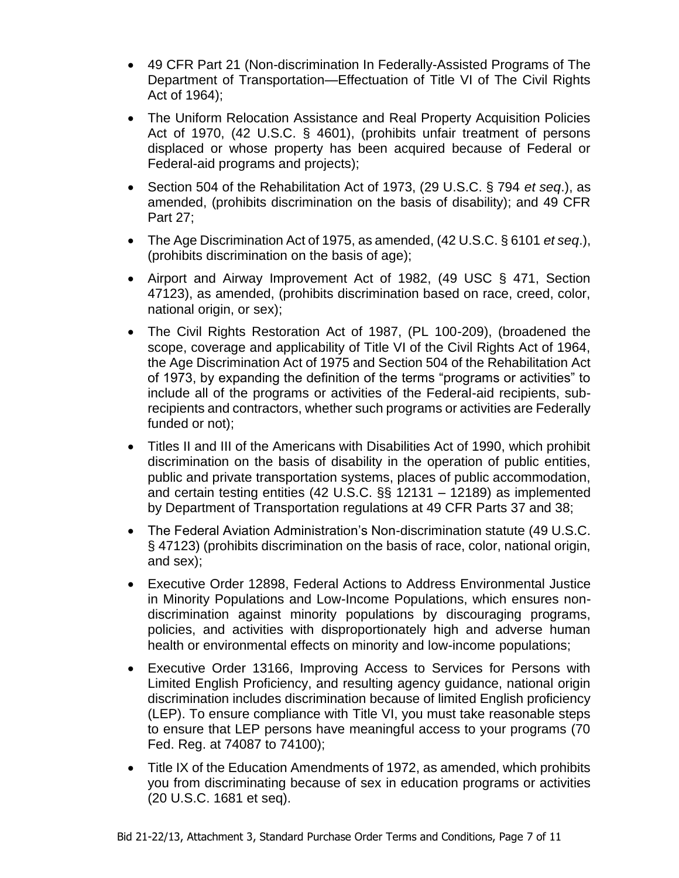- 49 CFR Part 21 (Non-discrimination In Federally-Assisted Programs of The Department of Transportation—Effectuation of Title VI of The Civil Rights Act of 1964);
- The Uniform Relocation Assistance and Real Property Acquisition Policies Act of 1970, (42 U.S.C. § 4601), (prohibits unfair treatment of persons displaced or whose property has been acquired because of Federal or Federal-aid programs and projects);
- Section 504 of the Rehabilitation Act of 1973, (29 U.S.C. § 794 *et seq*.), as amended, (prohibits discrimination on the basis of disability); and 49 CFR Part 27;
- The Age Discrimination Act of 1975, as amended, (42 U.S.C. § 6101 *et seq*.), (prohibits discrimination on the basis of age);
- Airport and Airway Improvement Act of 1982, (49 USC § 471, Section 47123), as amended, (prohibits discrimination based on race, creed, color, national origin, or sex);
- The Civil Rights Restoration Act of 1987, (PL 100-209), (broadened the scope, coverage and applicability of Title VI of the Civil Rights Act of 1964, the Age Discrimination Act of 1975 and Section 504 of the Rehabilitation Act of 1973, by expanding the definition of the terms "programs or activities" to include all of the programs or activities of the Federal-aid recipients, sub-recipients and contractors, whether such programs or activities are Federally funded or not);
- Titles II and III of the Americans with Disabilities Act of 1990, which prohibit discrimination on the basis of disability in the operation of public entities, public and private transportation systems, places of public accommodation, and certain testing entities (42 U.S.C. §§ 12131 – 12189) as implemented by Department of Transportation regulations at 49 CFR Parts 37 and 38;
- The Federal Aviation Administration's Non-discrimination statute (49 U.S.C. § 47123) (prohibits discrimination on the basis of race, color, national origin, and sex);
- Executive Order 12898, Federal Actions to Address Environmental Justice in Minority Populations and Low-Income Populations, which ensures non-discrimination against minority populations by discouraging programs, policies, and activities with disproportionately high and adverse human health or environmental effects on minority and low-income populations;
- Executive Order 13166, Improving Access to Services for Persons with Limited English Proficiency, and resulting agency guidance, national origin discrimination includes discrimination because of limited English proficiency (LEP). To ensure compliance with Title VI, you must take reasonable steps to ensure that LEP persons have meaningful access to your programs (70 Fed. Reg. at 74087 to 74100);
- Title IX of the Education Amendments of 1972, as amended, which prohibits you from discriminating because of sex in education programs or activities (20 U.S.C. 1681 et seq).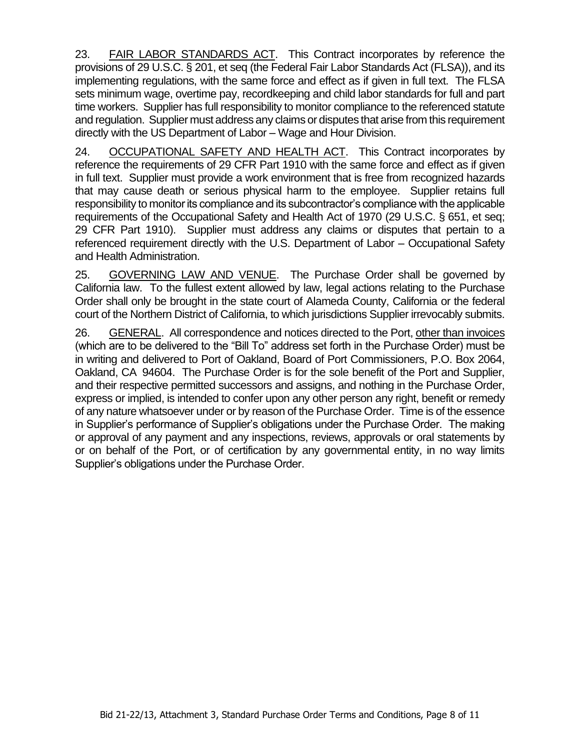23. FAIR LABOR STANDARDS ACT. This Contract incorporates by reference the provisions of 29 U.S.C. § 201, et seq (the Federal Fair Labor Standards Act (FLSA)), and its implementing regulations, with the same force and effect as if given in full text. The FLSA sets minimum wage, overtime pay, recordkeeping and child labor standards for full and part time workers. Supplier has full responsibility to monitor compliance to the referenced statute and regulation. Supplier must address any claims or disputes that arise from this requirement directly with the US Department of Labor – Wage and Hour Division.

24. OCCUPATIONAL SAFETY AND HEALTH ACT. This Contract incorporates by reference the requirements of 29 CFR Part 1910 with the same force and effect as if given in full text. Supplier must provide a work environment that is free from recognized hazards that may cause death or serious physical harm to the employee. Supplier retains full responsibility to monitor its compliance and its subcontractor's compliance with the applicable requirements of the Occupational Safety and Health Act of 1970 (29 U.S.C. § 651, et seq; 29 CFR Part 1910). Supplier must address any claims or disputes that pertain to a referenced requirement directly with the U.S. Department of Labor – Occupational Safety and Health Administration.

25. GOVERNING LAW AND VENUE. The Purchase Order shall be governed by California law. To the fullest extent allowed by law, legal actions relating to the Purchase Order shall only be brought in the state court of Alameda County, California or the federal court of the Northern District of California, to which jurisdictions Supplier irrevocably submits.

26. GENERAL. All correspondence and notices directed to the Port, other than invoices (which are to be delivered to the "Bill To" address set forth in the Purchase Order) must be in writing and delivered to Port of Oakland, Board of Port Commissioners, P.O. Box 2064, Oakland, CA 94604. The Purchase Order is for the sole benefit of the Port and Supplier, and their respective permitted successors and assigns, and nothing in the Purchase Order, express or implied, is intended to confer upon any other person any right, benefit or remedy of any nature whatsoever under or by reason of the Purchase Order. Time is of the essence in Supplier's performance of Supplier's obligations under the Purchase Order. The making or approval of any payment and any inspections, reviews, approvals or oral statements by or on behalf of the Port, or of certification by any governmental entity, in no way limits Supplier's obligations under the Purchase Order.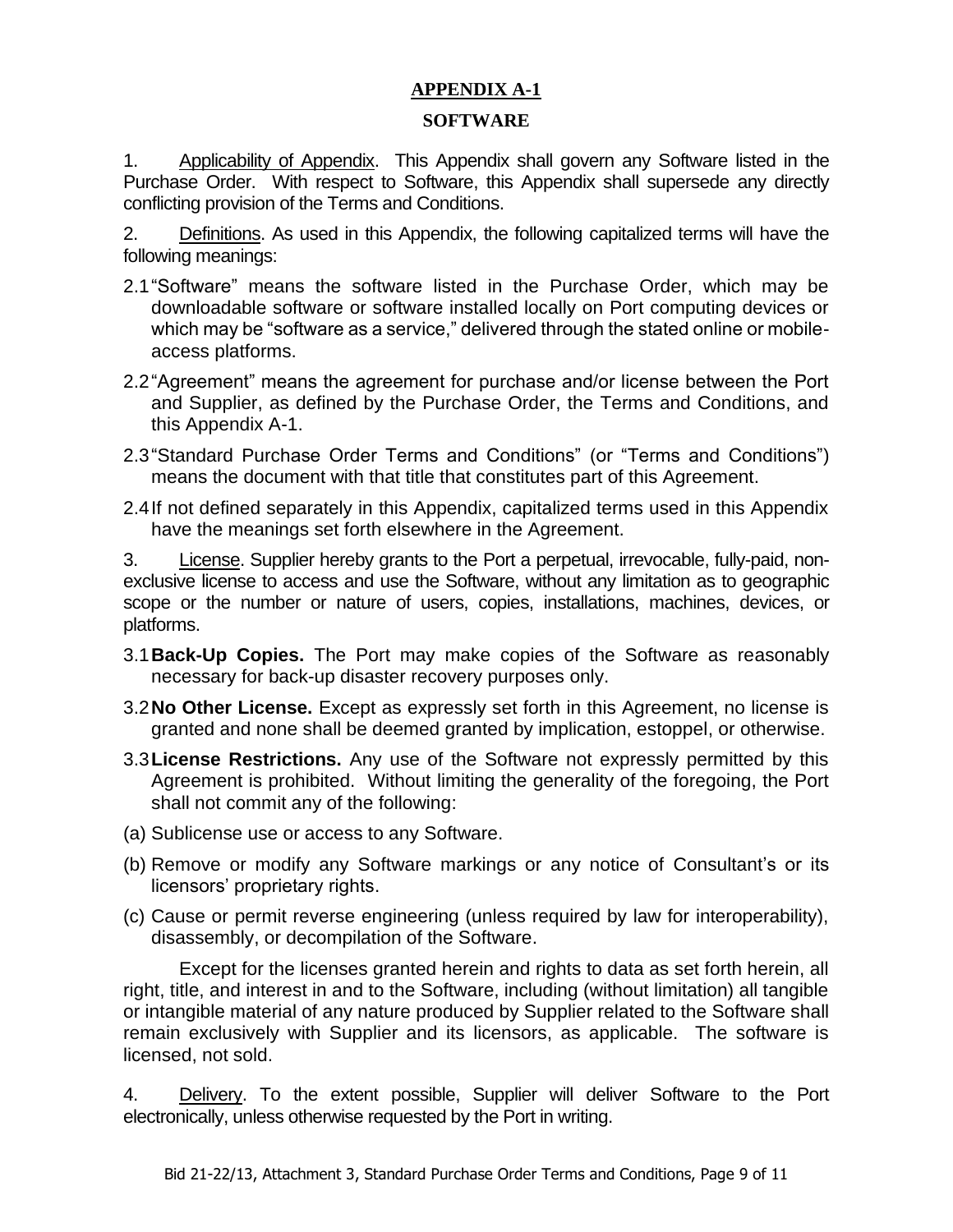## APPENDIX A-1

### SOFTWARE

1. Applicability of Appendix. This Appendix shall govern any Software listed in the Purchase Order. With respect to Software, this Appendix shall supersede any directly conflicting provision of the Terms and Conditions.

2. Definitions. As used in this Appendix, the following capitalized terms will have the following meanings:

2.1 "Software" means the software listed in the Purchase Order, which may be downloadable software or software installed locally on Port computing devices or which may be "software as a service," delivered through the stated online or mobile-access platforms.

2.2 "Agreement" means the agreement for purchase and/or license between the Port and Supplier, as defined by the Purchase Order, the Terms and Conditions, and this Appendix A-1.

2.3 "Standard Purchase Order Terms and Conditions" (or "Terms and Conditions") means the document with that title that constitutes part of this Agreement.

2.4 If not defined separately in this Appendix, capitalized terms used in this Appendix have the meanings set forth elsewhere in the Agreement.

3. License. Supplier hereby grants to the Port a perpetual, irrevocable, fully-paid, non-exclusive license to access and use the Software, without any limitation as to geographic scope or the number or nature of users, copies, installations, machines, devices, or platforms.

3.1 **Back-Up Copies.** The Port may make copies of the Software as reasonably necessary for back-up disaster recovery purposes only.

3.2 **No Other License.** Except as expressly set forth in this Agreement, no license is granted and none shall be deemed granted by implication, estoppel, or otherwise.

3.3 **License Restrictions.** Any use of the Software not expressly permitted by this Agreement is prohibited. Without limiting the generality of the foregoing, the Port shall not commit any of the following:

(a) Sublicense use or access to any Software.

(b) Remove or modify any Software markings or any notice of Consultant's or its licensors' proprietary rights.

(c) Cause or permit reverse engineering (unless required by law for interoperability), disassembly, or decompilation of the Software.

Except for the licenses granted herein and rights to data as set forth herein, all right, title, and interest in and to the Software, including (without limitation) all tangible or intangible material of any nature produced by Supplier related to the Software shall remain exclusively with Supplier and its licensors, as applicable. The software is licensed, not sold.

4. Delivery. To the extent possible, Supplier will deliver Software to the Port electronically, unless otherwise requested by the Port in writing.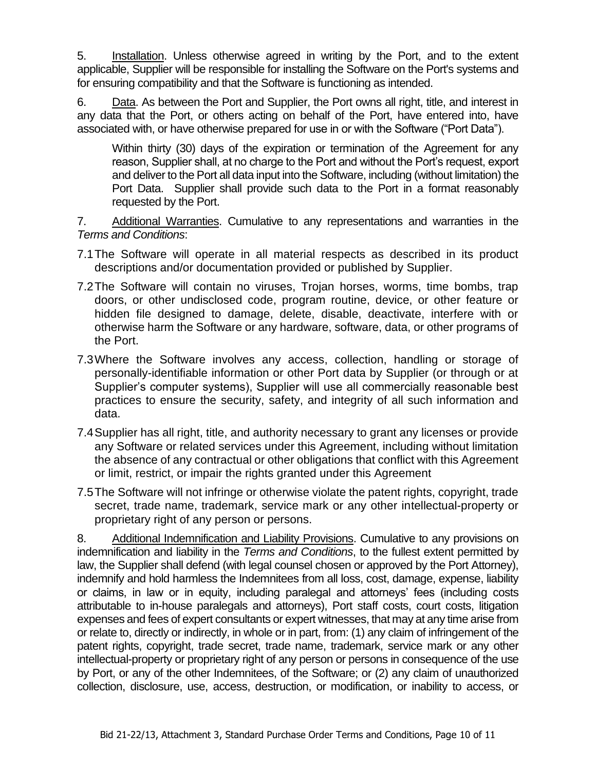5. Installation. Unless otherwise agreed in writing by the Port, and to the extent applicable, Supplier will be responsible for installing the Software on the Port's systems and for ensuring compatibility and that the Software is functioning as intended.

6. Data. As between the Port and Supplier, the Port owns all right, title, and interest in any data that the Port, or others acting on behalf of the Port, have entered into, have associated with, or have otherwise prepared for use in or with the Software ("Port Data").

> Within thirty (30) days of the expiration or termination of the Agreement for any reason, Supplier shall, at no charge to the Port and without the Port's request, export and deliver to the Port all data input into the Software, including (without limitation) the Port Data. Supplier shall provide such data to the Port in a format reasonably requested by the Port.

7. Additional Warranties. Cumulative to any representations and warranties in the *Terms and Conditions*:

7.1 The Software will operate in all material respects as described in its product descriptions and/or documentation provided or published by Supplier.

7.2 The Software will contain no viruses, Trojan horses, worms, time bombs, trap doors, or other undisclosed code, program routine, device, or other feature or hidden file designed to damage, delete, disable, deactivate, interfere with or otherwise harm the Software or any hardware, software, data, or other programs of the Port.

7.3 Where the Software involves any access, collection, handling or storage of personally-identifiable information or other Port data by Supplier (or through or at Supplier's computer systems), Supplier will use all commercially reasonable best practices to ensure the security, safety, and integrity of all such information and data.

7.4 Supplier has all right, title, and authority necessary to grant any licenses or provide any Software or related services under this Agreement, including without limitation the absence of any contractual or other obligations that conflict with this Agreement or limit, restrict, or impair the rights granted under this Agreement

7.5 The Software will not infringe or otherwise violate the patent rights, copyright, trade secret, trade name, trademark, service mark or any other intellectual-property or proprietary right of any person or persons.

8. Additional Indemnification and Liability Provisions. Cumulative to any provisions on indemnification and liability in the *Terms and Conditions*, to the fullest extent permitted by law, the Supplier shall defend (with legal counsel chosen or approved by the Port Attorney), indemnify and hold harmless the Indemnitees from all loss, cost, damage, expense, liability or claims, in law or in equity, including paralegal and attorneys' fees (including costs attributable to in-house paralegals and attorneys), Port staff costs, court costs, litigation expenses and fees of expert consultants or expert witnesses, that may at any time arise from or relate to, directly or indirectly, in whole or in part, from: (1) any claim of infringement of the patent rights, copyright, trade secret, trade name, trademark, service mark or any other intellectual-property or proprietary right of any person or persons in consequence of the use by Port, or any of the other Indemnitees, of the Software; or (2) any claim of unauthorized collection, disclosure, use, access, destruction, or modification, or inability to access, or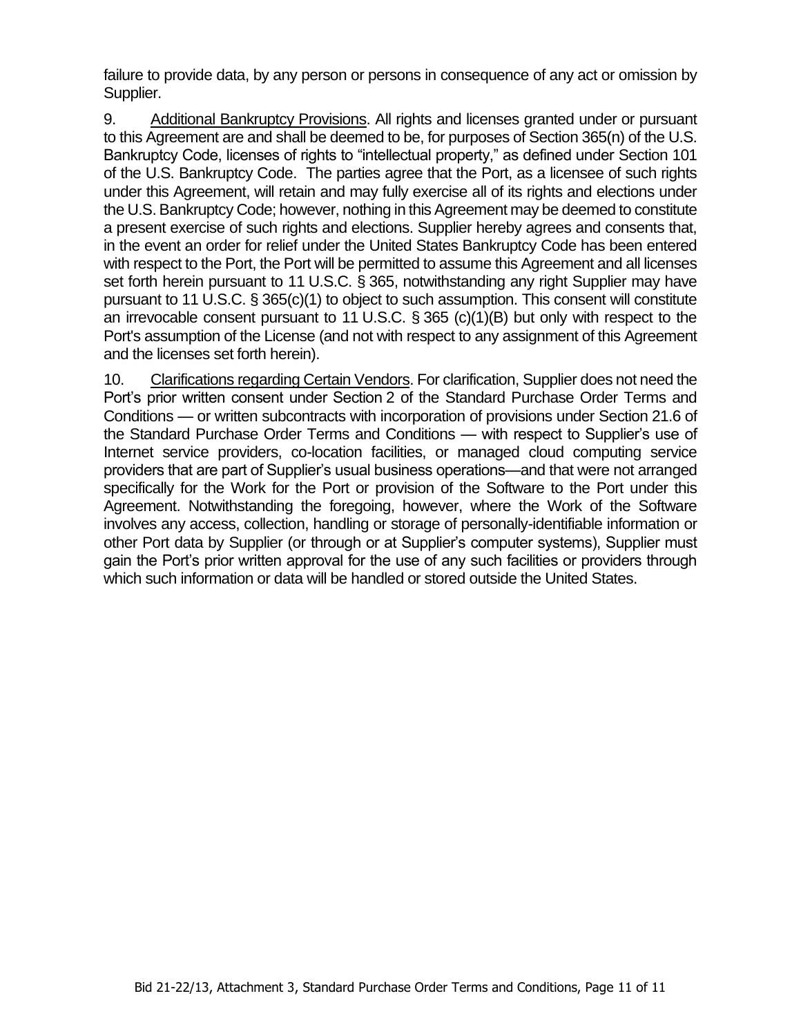failure to provide data, by any person or persons in consequence of any act or omission by Supplier.

9. Additional Bankruptcy Provisions. All rights and licenses granted under or pursuant to this Agreement are and shall be deemed to be, for purposes of Section 365(n) of the U.S. Bankruptcy Code, licenses of rights to "intellectual property," as defined under Section 101 of the U.S. Bankruptcy Code. The parties agree that the Port, as a licensee of such rights under this Agreement, will retain and may fully exercise all of its rights and elections under the U.S. Bankruptcy Code; however, nothing in this Agreement may be deemed to constitute a present exercise of such rights and elections. Supplier hereby agrees and consents that, in the event an order for relief under the United States Bankruptcy Code has been entered with respect to the Port, the Port will be permitted to assume this Agreement and all licenses set forth herein pursuant to 11 U.S.C. § 365, notwithstanding any right Supplier may have pursuant to 11 U.S.C. § 365(c)(1) to object to such assumption. This consent will constitute an irrevocable consent pursuant to 11 U.S.C. § 365 (c)(1)(B) but only with respect to the Port's assumption of the License (and not with respect to any assignment of this Agreement and the licenses set forth herein).

10. Clarifications regarding Certain Vendors. For clarification, Supplier does not need the Port's prior written consent under Section 2 of the Standard Purchase Order Terms and Conditions — or written subcontracts with incorporation of provisions under Section 21.6 of the Standard Purchase Order Terms and Conditions — with respect to Supplier's use of Internet service providers, co-location facilities, or managed cloud computing service providers that are part of Supplier's usual business operations—and that were not arranged specifically for the Work for the Port or provision of the Software to the Port under this Agreement. Notwithstanding the foregoing, however, where the Work of the Software involves any access, collection, handling or storage of personally-identifiable information or other Port data by Supplier (or through or at Supplier's computer systems), Supplier must gain the Port's prior written approval for the use of any such facilities or providers through which such information or data will be handled or stored outside the United States.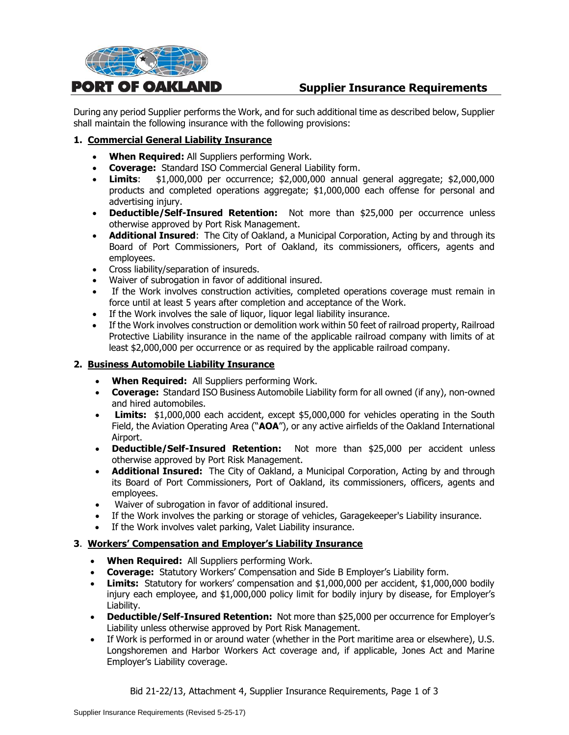# Supplier Insurance Requirements

During any period Supplier performs the Work, and for such additional time as described below, Supplier shall maintain the following insurance with the following provisions:

## 1. Commercial General Liability Insurance

- **When Required:** All Suppliers performing Work.
- **Coverage:** Standard ISO Commercial General Liability form.
- **Limits**: $1,000,000 per occurrence; $2,000,000 annual general aggregate; $2,000,000 products and completed operations aggregate; $1,000,000 each offense for personal and advertising injury.
- **Deductible/Self-Insured Retention:** Not more than $25,000 per occurrence unless otherwise approved by Port Risk Management.
- **Additional Insured**: The City of Oakland, a Municipal Corporation, Acting by and through its Board of Port Commissioners, Port of Oakland, its commissioners, officers, agents and employees.
- Cross liability/separation of insureds.
- Waiver of subrogation in favor of additional insured.
- If the Work involves construction activities, completed operations coverage must remain in force until at least 5 years after completion and acceptance of the Work.
- If the Work involves the sale of liquor, liquor legal liability insurance.
- If the Work involves construction or demolition work within 50 feet of railroad property, Railroad Protective Liability insurance in the name of the applicable railroad company with limits of at least $2,000,000 per occurrence or as required by the applicable railroad company.

## 2. Business Automobile Liability Insurance

- **When Required:** All Suppliers performing Work.
- **Coverage:** Standard ISO Business Automobile Liability form for all owned (if any), non-owned and hired automobiles.
- **Limits:** $1,000,000 each accident, except $5,000,000 for vehicles operating in the South Field, the Aviation Operating Area ("**AOA**"), or any active airfields of the Oakland International Airport.
- **Deductible/Self-Insured Retention:** Not more than $25,000 per accident unless otherwise approved by Port Risk Management.
- **Additional Insured:** The City of Oakland, a Municipal Corporation, Acting by and through its Board of Port Commissioners, Port of Oakland, its commissioners, officers, agents and employees.
- Waiver of subrogation in favor of additional insured.
- If the Work involves the parking or storage of vehicles, Garagekeeper's Liability insurance.
- If the Work involves valet parking, Valet Liability insurance.

## 3. Workers' Compensation and Employer's Liability Insurance

- **When Required:** All Suppliers performing Work.
- **Coverage:** Statutory Workers' Compensation and Side B Employer's Liability form.
- **Limits:** Statutory for workers' compensation and $1,000,000 per accident, $1,000,000 bodily injury each employee, and $1,000,000 policy limit for bodily injury by disease, for Employer's Liability.
- **Deductible/Self-Insured Retention:** Not more than $25,000 per occurrence for Employer's Liability unless otherwise approved by Port Risk Management.
- If Work is performed in or around water (whether in the Port maritime area or elsewhere), U.S. Longshoremen and Harbor Workers Act coverage and, if applicable, Jones Act and Marine Employer's Liability coverage.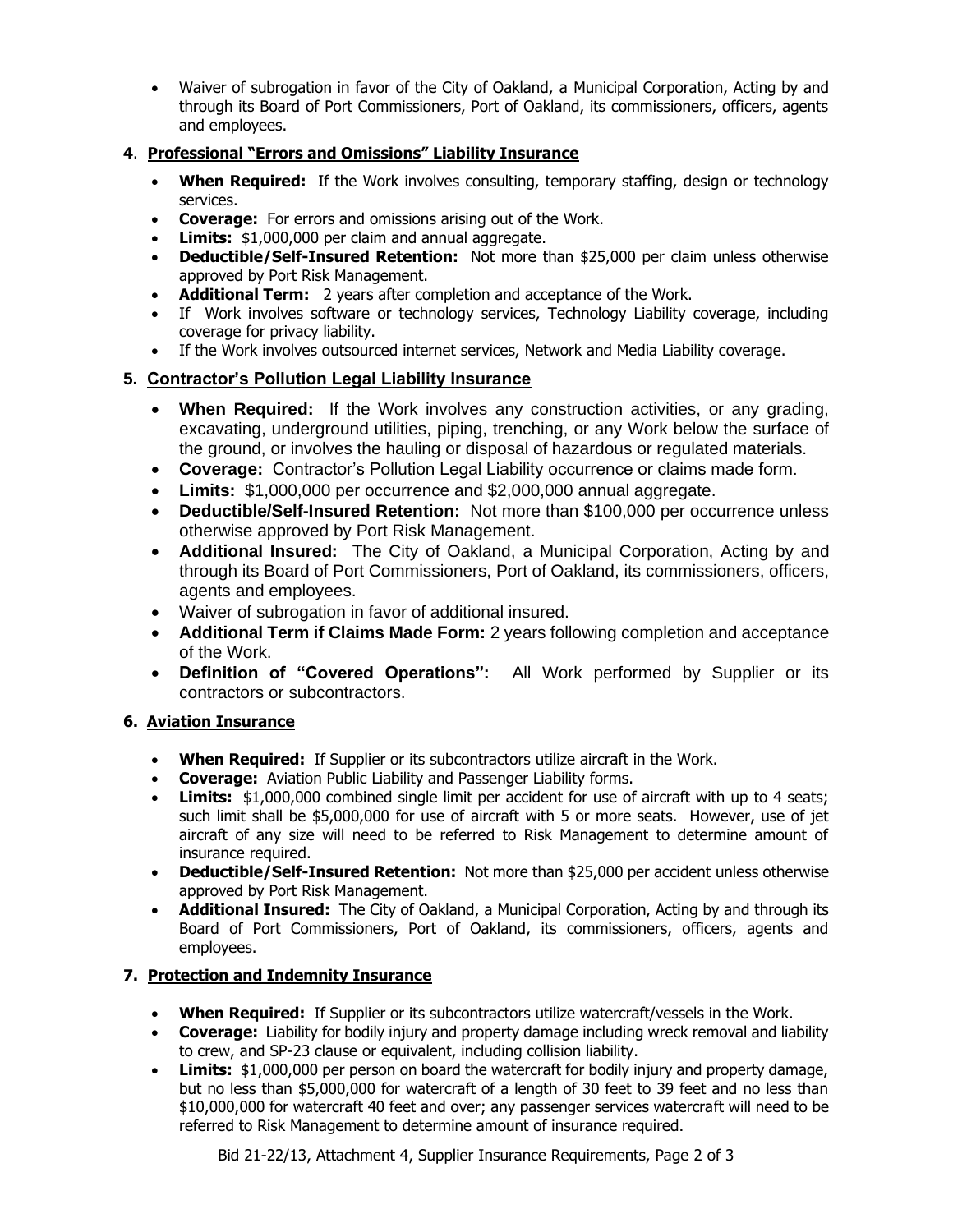- Waiver of subrogation in favor of the City of Oakland, a Municipal Corporation, Acting by and through its Board of Port Commissioners, Port of Oakland, its commissioners, officers, agents and employees.

**4**. **Professional "Errors and Omissions" Liability Insurance**

- **When Required:** If the Work involves consulting, temporary staffing, design or technology services.
- **Coverage:** For errors and omissions arising out of the Work.
- **Limits:** $1,000,000 per claim and annual aggregate.
- **Deductible/Self-Insured Retention:** Not more than $25,000 per claim unless otherwise approved by Port Risk Management.
- **Additional Term:** 2 years after completion and acceptance of the Work.
- If Work involves software or technology services, Technology Liability coverage, including coverage for privacy liability.
- If the Work involves outsourced internet services, Network and Media Liability coverage.

**5. Contractor's Pollution Legal Liability Insurance**

- **When Required:** If the Work involves any construction activities, or any grading, excavating, underground utilities, piping, trenching, or any Work below the surface of the ground, or involves the hauling or disposal of hazardous or regulated materials.
- **Coverage:** Contractor's Pollution Legal Liability occurrence or claims made form.
- **Limits:** $1,000,000 per occurrence and $2,000,000 annual aggregate.
- **Deductible/Self-Insured Retention:** Not more than $100,000 per occurrence unless otherwise approved by Port Risk Management.
- **Additional Insured:** The City of Oakland, a Municipal Corporation, Acting by and through its Board of Port Commissioners, Port of Oakland, its commissioners, officers, agents and employees.
- Waiver of subrogation in favor of additional insured.
- **Additional Term if Claims Made Form:** 2 years following completion and acceptance of the Work.
- **Definition of "Covered Operations":** All Work performed by Supplier or its contractors or subcontractors.

**6. Aviation Insurance**

- **When Required:** If Supplier or its subcontractors utilize aircraft in the Work.
- **Coverage:** Aviation Public Liability and Passenger Liability forms.
- **Limits:** $1,000,000 combined single limit per accident for use of aircraft with up to 4 seats; such limit shall be $5,000,000 for use of aircraft with 5 or more seats. However, use of jet aircraft of any size will need to be referred to Risk Management to determine amount of insurance required.
- **Deductible/Self-Insured Retention:** Not more than $25,000 per accident unless otherwise approved by Port Risk Management.
- **Additional Insured:** The City of Oakland, a Municipal Corporation, Acting by and through its Board of Port Commissioners, Port of Oakland, its commissioners, officers, agents and employees.

**7. Protection and Indemnity Insurance**

- **When Required:** If Supplier or its subcontractors utilize watercraft/vessels in the Work.
- **Coverage:** Liability for bodily injury and property damage including wreck removal and liability to crew, and SP-23 clause or equivalent, including collision liability.
- **Limits:** $1,000,000 per person on board the watercraft for bodily injury and property damage, but no less than $5,000,000 for watercraft of a length of 30 feet to 39 feet and no less than $10,000,000 for watercraft 40 feet and over; any passenger services watercraft will need to be referred to Risk Management to determine amount of insurance required.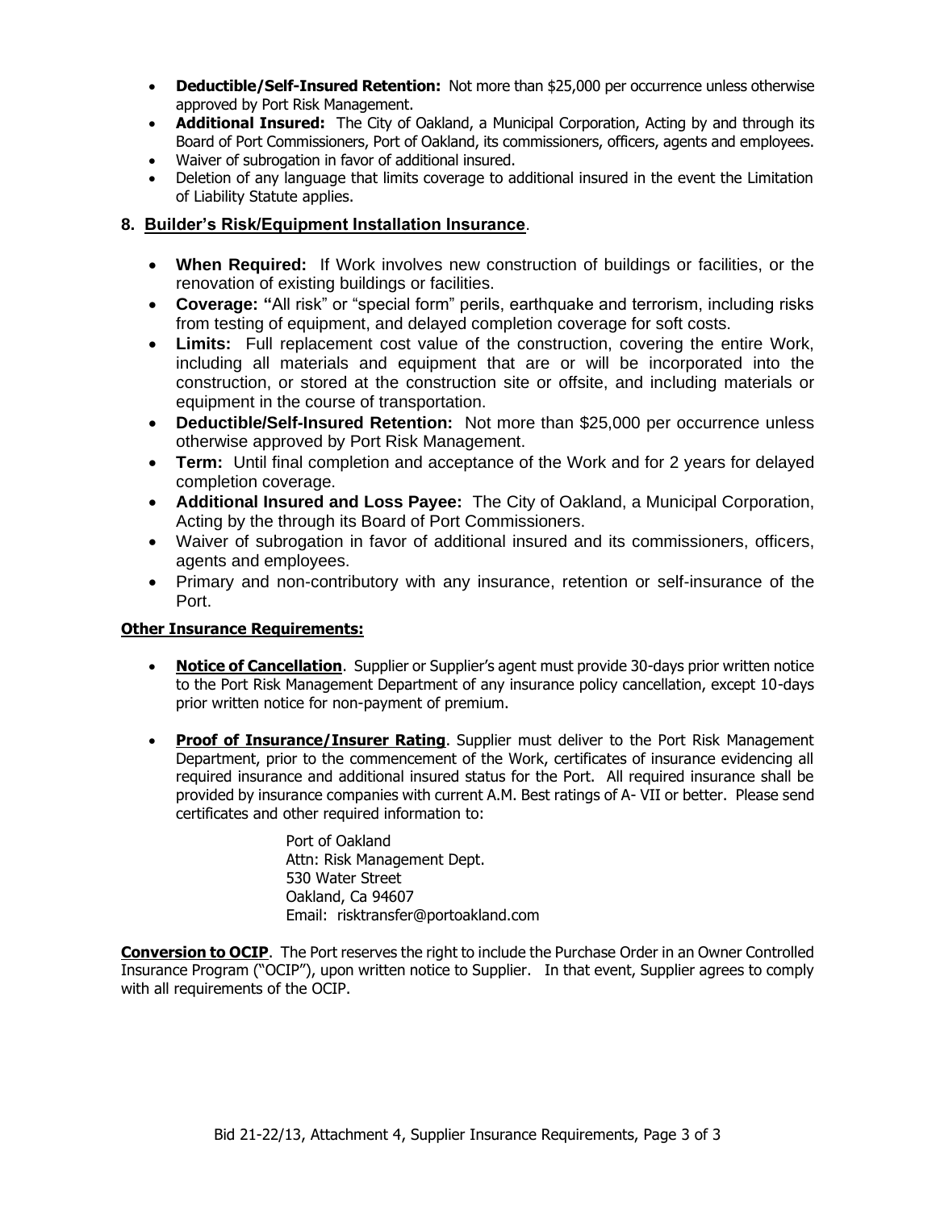- **Deductible/Self-Insured Retention:** Not more than $25,000 per occurrence unless otherwise approved by Port Risk Management.
- **Additional Insured:** The City of Oakland, a Municipal Corporation, Acting by and through its Board of Port Commissioners, Port of Oakland, its commissioners, officers, agents and employees.
- Waiver of subrogation in favor of additional insured.
- Deletion of any language that limits coverage to additional insured in the event the Limitation of Liability Statute applies.

## 8. Builder's Risk/Equipment Installation Insurance.

- **When Required:** If Work involves new construction of buildings or facilities, or the renovation of existing buildings or facilities.
- **Coverage: "**All risk" or "special form" perils, earthquake and terrorism, including risks from testing of equipment, and delayed completion coverage for soft costs.
- **Limits:** Full replacement cost value of the construction, covering the entire Work, including all materials and equipment that are or will be incorporated into the construction, or stored at the construction site or offsite, and including materials or equipment in the course of transportation.
- **Deductible/Self-Insured Retention:** Not more than $25,000 per occurrence unless otherwise approved by Port Risk Management.
- **Term:** Until final completion and acceptance of the Work and for 2 years for delayed completion coverage.
- **Additional Insured and Loss Payee:** The City of Oakland, a Municipal Corporation, Acting by the through its Board of Port Commissioners.
- Waiver of subrogation in favor of additional insured and its commissioners, officers, agents and employees.
- Primary and non-contributory with any insurance, retention or self-insurance of the Port.

**Other Insurance Requirements:**

- **Notice of Cancellation**. Supplier or Supplier's agent must provide 30-days prior written notice to the Port Risk Management Department of any insurance policy cancellation, except 10-days prior written notice for non-payment of premium.

- **Proof of Insurance/Insurer Rating**. Supplier must deliver to the Port Risk Management Department, prior to the commencement of the Work, certificates of insurance evidencing all required insurance and additional insured status for the Port. All required insurance shall be provided by insurance companies with current A.M. Best ratings of A- VII or better. Please send certificates and other required information to:

  Port of Oakland
  Attn: Risk Management Dept.
  530 Water Street
  Oakland, Ca 94607
  Email: risktransfer@portoakland.com

**Conversion to OCIP**. The Port reserves the right to include the Purchase Order in an Owner Controlled Insurance Program ("OCIP"), upon written notice to Supplier. In that event, Supplier agrees to comply with all requirements of the OCIP.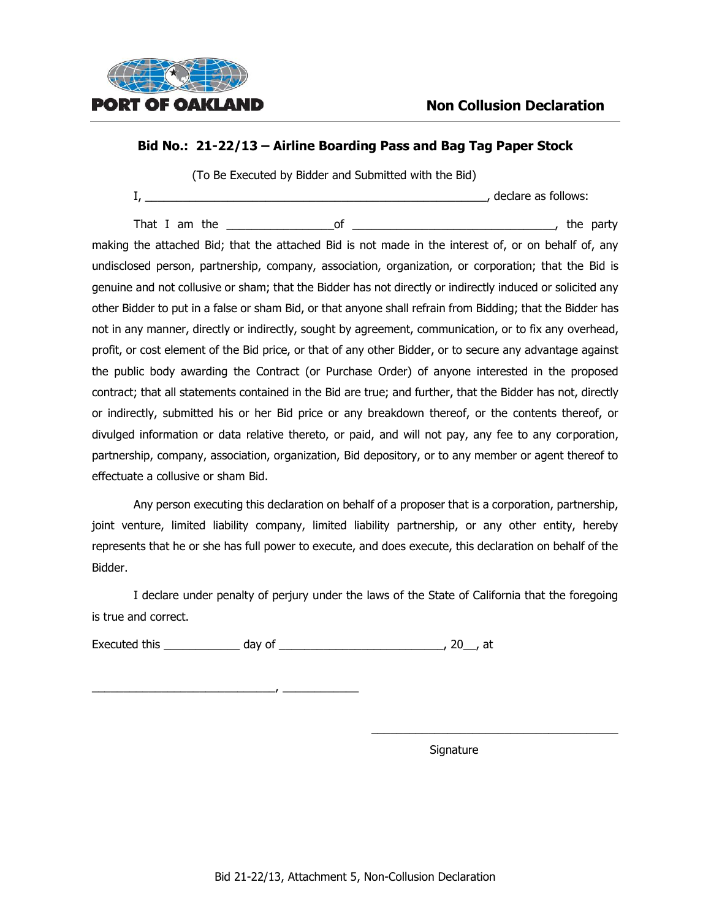PORT OF OAKLAND

# Non Collusion Declaration

## Bid No.: 21-22/13 – Airline Boarding Pass and Bag Tag Paper Stock

(To Be Executed by Bidder and Submitted with the Bid)

I, ______________________________________________________, declare as follows:

That I am the ________________of ______________________________, the party making the attached Bid; that the attached Bid is not made in the interest of, or on behalf of, any undisclosed person, partnership, company, association, organization, or corporation; that the Bid is genuine and not collusive or sham; that the Bidder has not directly or indirectly induced or solicited any other Bidder to put in a false or sham Bid, or that anyone shall refrain from Bidding; that the Bidder has not in any manner, directly or indirectly, sought by agreement, communication, or to fix any overhead, profit, or cost element of the Bid price, or that of any other Bidder, or to secure any advantage against the public body awarding the Contract (or Purchase Order) of anyone interested in the proposed contract; that all statements contained in the Bid are true; and further, that the Bidder has not, directly or indirectly, submitted his or her Bid price or any breakdown thereof, or the contents thereof, or divulged information or data relative thereto, or paid, and will not pay, any fee to any corporation, partnership, company, association, organization, Bid depository, or to any member or agent thereof to effectuate a collusive or sham Bid.

Any person executing this declaration on behalf of a proposer that is a corporation, partnership, joint venture, limited liability company, limited liability partnership, or any other entity, hereby represents that he or she has full power to execute, and does execute, this declaration on behalf of the Bidder.

I declare under penalty of perjury under the laws of the State of California that the foregoing is true and correct.

Executed this ____________ day of __________________________, 20__, at

_____________________________, ____________

________________________________________

Signature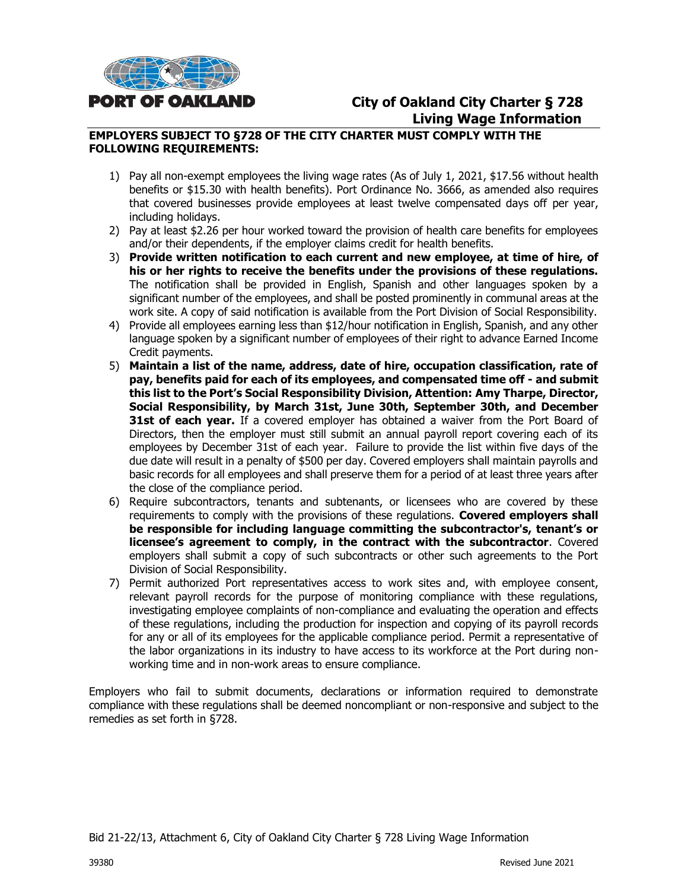**PORT OF OAKLAND**

# City of Oakland City Charter § 728 Living Wage Information

**EMPLOYERS SUBJECT TO §728 OF THE CITY CHARTER MUST COMPLY WITH THE FOLLOWING REQUIREMENTS:**

1) Pay all non-exempt employees the living wage rates (As of July 1, 2021, $17.56 without health benefits or $15.30 with health benefits). Port Ordinance No. 3666, as amended also requires that covered businesses provide employees at least twelve compensated days off per year, including holidays.
2) Pay at least $2.26 per hour worked toward the provision of health care benefits for employees and/or their dependents, if the employer claims credit for health benefits.
3) **Provide written notification to each current and new employee, at time of hire, of his or her rights to receive the benefits under the provisions of these regulations.** The notification shall be provided in English, Spanish and other languages spoken by a significant number of the employees, and shall be posted prominently in communal areas at the work site. A copy of said notification is available from the Port Division of Social Responsibility.
4) Provide all employees earning less than $12/hour notification in English, Spanish, and any other language spoken by a significant number of employees of their right to advance Earned Income Credit payments.
5) **Maintain a list of the name, address, date of hire, occupation classification, rate of pay, benefits paid for each of its employees, and compensated time off - and submit this list to the Port's Social Responsibility Division, Attention: Amy Tharpe, Director, Social Responsibility, by March 31st, June 30th, September 30th, and December 31st of each year.** If a covered employer has obtained a waiver from the Port Board of Directors, then the employer must still submit an annual payroll report covering each of its employees by December 31st of each year. Failure to provide the list within five days of the due date will result in a penalty of $500 per day. Covered employers shall maintain payrolls and basic records for all employees and shall preserve them for a period of at least three years after the close of the compliance period.
6) Require subcontractors, tenants and subtenants, or licensees who are covered by these requirements to comply with the provisions of these regulations. **Covered employers shall be responsible for including language committing the subcontractor's, tenant's or licensee's agreement to comply, in the contract with the subcontractor**. Covered employers shall submit a copy of such subcontracts or other such agreements to the Port Division of Social Responsibility.
7) Permit authorized Port representatives access to work sites and, with employee consent, relevant payroll records for the purpose of monitoring compliance with these regulations, investigating employee complaints of non-compliance and evaluating the operation and effects of these regulations, including the production for inspection and copying of its payroll records for any or all of its employees for the applicable compliance period. Permit a representative of the labor organizations in its industry to have access to its workforce at the Port during non-working time and in non-work areas to ensure compliance.

Employers who fail to submit documents, declarations or information required to demonstrate compliance with these regulations shall be deemed noncompliant or non-responsive and subject to the remedies as set forth in §728.

Bid 21-22/13, Attachment 6, City of Oakland City Charter § 728 Living Wage Information

39380 Revised June 2021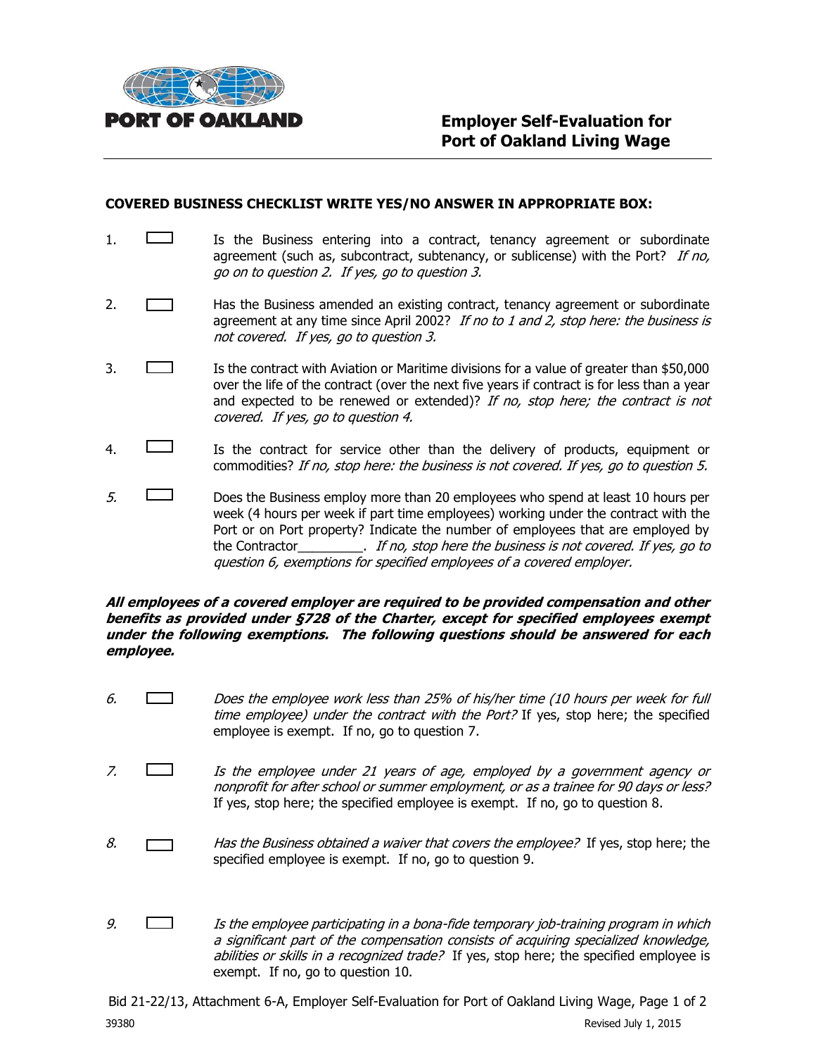PORT OF OAKLAND

# Employer Self-Evaluation for Port of Oakland Living Wage

**COVERED BUSINESS CHECKLIST WRITE YES/NO ANSWER IN APPROPRIATE BOX:**

1. ☐ Is the Business entering into a contract, tenancy agreement or subordinate agreement (such as, subcontract, subtenancy, or sublicense) with the Port? *If no, go on to question 2. If yes, go to question 3.*

2. ☐ Has the Business amended an existing contract, tenancy agreement or subordinate agreement at any time since April 2002? *If no to 1 and 2, stop here: the business is not covered. If yes, go to question 3.*

3. ☐ Is the contract with Aviation or Maritime divisions for a value of greater than $50,000 over the life of the contract (over the next five years if contract is for less than a year and expected to be renewed or extended)? *If no, stop here; the contract is not covered. If yes, go to question 4.*

4. ☐ Is the contract for service other than the delivery of products, equipment or commodities? *If no, stop here: the business is not covered. If yes, go to question 5.*

5. ☐ Does the Business employ more than 20 employees who spend at least 10 hours per week (4 hours per week if part time employees) working under the contract with the Port or on Port property? Indicate the number of employees that are employed by the Contractor_________. *If no, stop here the business is not covered. If yes, go to question 6, exemptions for specified employees of a covered employer.*

***All employees of a covered employer are required to be provided compensation and other benefits as provided under §728 of the Charter, except for specified employees exempt under the following exemptions. The following questions should be answered for each employee.***

6. ☐ *Does the employee work less than 25% of his/her time (10 hours per week for full time employee) under the contract with the Port?* If yes, stop here; the specified employee is exempt. If no, go to question 7.

7. ☐ *Is the employee under 21 years of age, employed by a government agency or nonprofit for after school or summer employment, or as a trainee for 90 days or less?* If yes, stop here; the specified employee is exempt. If no, go to question 8.

8. ☐ *Has the Business obtained a waiver that covers the employee?* If yes, stop here; the specified employee is exempt. If no, go to question 9.

9. ☐ *Is the employee participating in a bona-fide temporary job-training program in which a significant part of the compensation consists of acquiring specialized knowledge, abilities or skills in a recognized trade?* If yes, stop here; the specified employee is exempt. If no, go to question 10.

Bid 21-22/13, Attachment 6-A, Employer Self-Evaluation for Port of Oakland Living Wage

39380 Revised July 1, 2015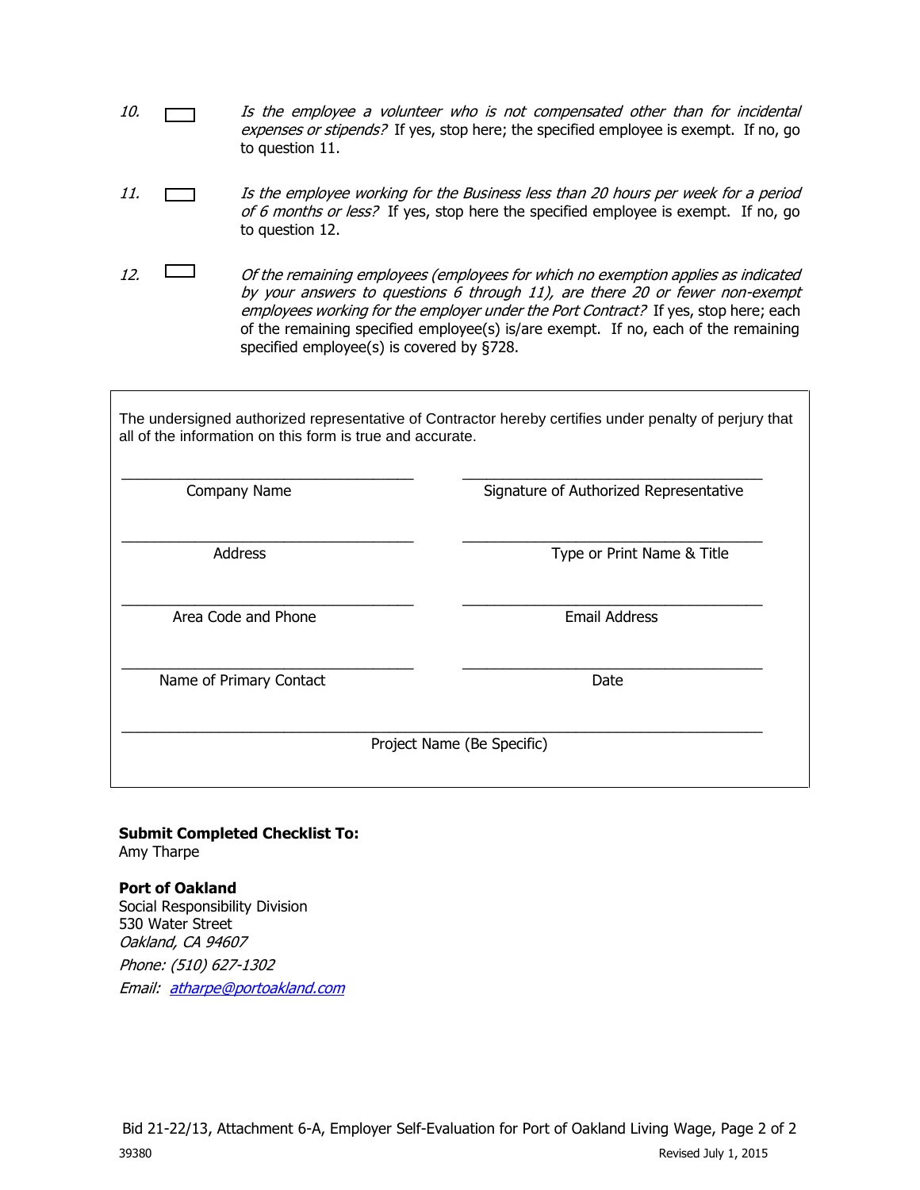10. ☐ *Is the employee a volunteer who is not compensated other than for incidental expenses or stipends?* If yes, stop here; the specified employee is exempt. If no, go to question 11.

11. ☐ *Is the employee working for the Business less than 20 hours per week for a period of 6 months or less?* If yes, stop here the specified employee is exempt. If no, go to question 12.

12. ☐ *Of the remaining employees (employees for which no exemption applies as indicated by your answers to questions 6 through 11), are there 20 or fewer non-exempt employees working for the employer under the Port Contract?* If yes, stop here; each of the remaining specified employee(s) is/are exempt. If no, each of the remaining specified employee(s) is covered by §728.

The undersigned authorized representative of Contractor hereby certifies under penalty of perjury that all of the information on this form is true and accurate.

| | |
|---|---|
| ______________________________ | ______________________________ |
| Company Name | Signature of Authorized Representative |
| ______________________________ | ______________________________ |
| Address | Type or Print Name & Title |
| ______________________________ | ______________________________ |
| Area Code and Phone | Email Address |
| ______________________________ | ______________________________ |
| Name of Primary Contact | Date |

____________________________________________________________

Project Name (Be Specific)

**Submit Completed Checklist To:**
Amy Tharpe

**Port of Oakland**
Social Responsibility Division
530 Water Street
*Oakland, CA 94607*
*Phone: (510) 627-1302*
*Email: atharpe@portoakland.com*

Bid 21-22/13, Attachment 6-A, Employer Self-Evaluation for Port of Oakland Living Wage, Page 2 of 2

39380 Revised July 1, 2015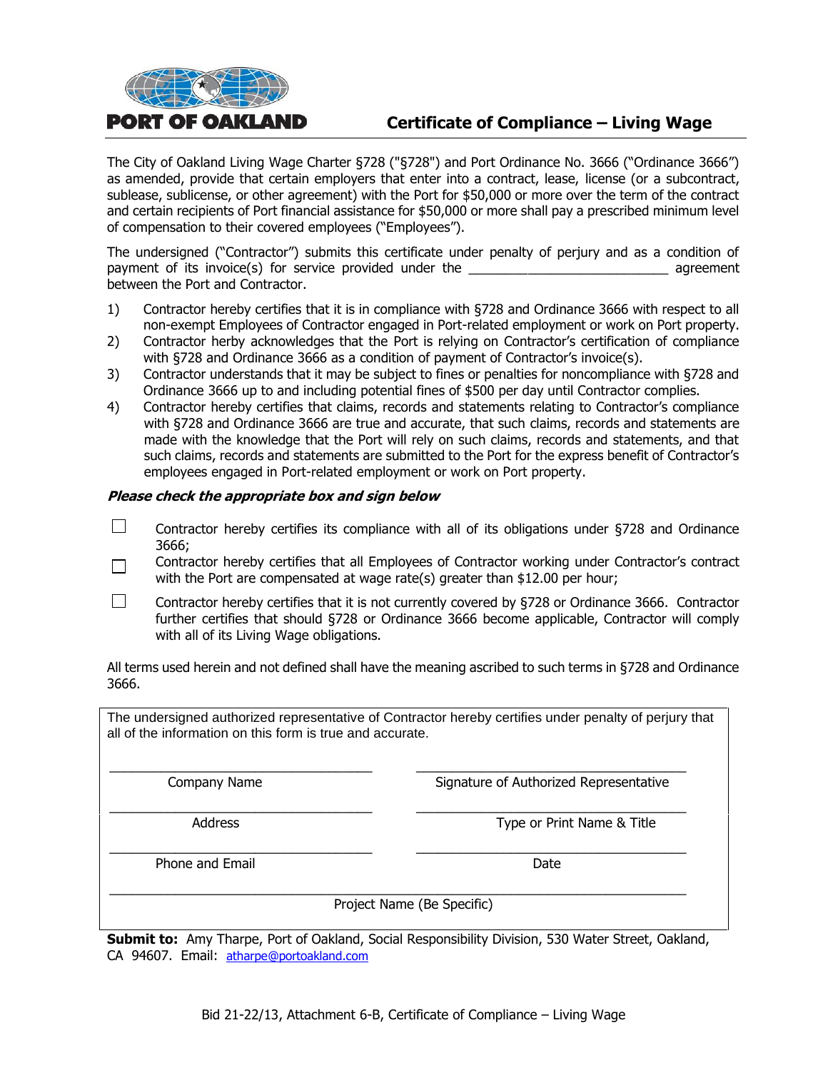PORT OF OAKLAND

# Certificate of Compliance – Living Wage

The City of Oakland Living Wage Charter §728 ("§728") and Port Ordinance No. 3666 ("Ordinance 3666") as amended, provide that certain employers that enter into a contract, lease, license (or a subcontract, sublease, sublicense, or other agreement) with the Port for $50,000 or more over the term of the contract and certain recipients of Port financial assistance for $50,000 or more shall pay a prescribed minimum level of compensation to their covered employees ("Employees").

The undersigned ("Contractor") submits this certificate under penalty of perjury and as a condition of payment of its invoice(s) for service provided under the ___________________________ agreement between the Port and Contractor.

1) Contractor hereby certifies that it is in compliance with §728 and Ordinance 3666 with respect to all non-exempt Employees of Contractor engaged in Port-related employment or work on Port property.
2) Contractor herby acknowledges that the Port is relying on Contractor's certification of compliance with §728 and Ordinance 3666 as a condition of payment of Contractor's invoice(s).
3) Contractor understands that it may be subject to fines or penalties for noncompliance with §728 and Ordinance 3666 up to and including potential fines of $500 per day until Contractor complies.
4) Contractor hereby certifies that claims, records and statements relating to Contractor's compliance with §728 and Ordinance 3666 are true and accurate, that such claims, records and statements are made with the knowledge that the Port will rely on such claims, records and statements, and that such claims, records and statements are submitted to the Port for the express benefit of Contractor's employees engaged in Port-related employment or work on Port property.

***Please check the appropriate box and sign below***

☐ Contractor hereby certifies its compliance with all of its obligations under §728 and Ordinance 3666;

☐ Contractor hereby certifies that all Employees of Contractor working under Contractor's contract with the Port are compensated at wage rate(s) greater than $12.00 per hour;

☐ Contractor hereby certifies that it is not currently covered by §728 or Ordinance 3666. Contractor further certifies that should §728 or Ordinance 3666 become applicable, Contractor will comply with all of its Living Wage obligations.

All terms used herein and not defined shall have the meaning ascribed to such terms in §728 and Ordinance 3666.

The undersigned authorized representative of Contractor hereby certifies under penalty of perjury that all of the information on this form is true and accurate.

| | |
|---|---|
| ___________________________ | ___________________________ |
| Company Name | Signature of Authorized Representative |
| ___________________________ | ___________________________ |
| Address | Type or Print Name & Title |
| ___________________________ | ___________________________ |
| Phone and Email | Date |

___________________________________________________________

Project Name (Be Specific)

**Submit to:** Amy Tharpe, Port of Oakland, Social Responsibility Division, 530 Water Street, Oakland, CA 94607. Email: atharpe@portoakland.com

Bid 21-22/13, Attachment 6-B, Certificate of Compliance – Living Wage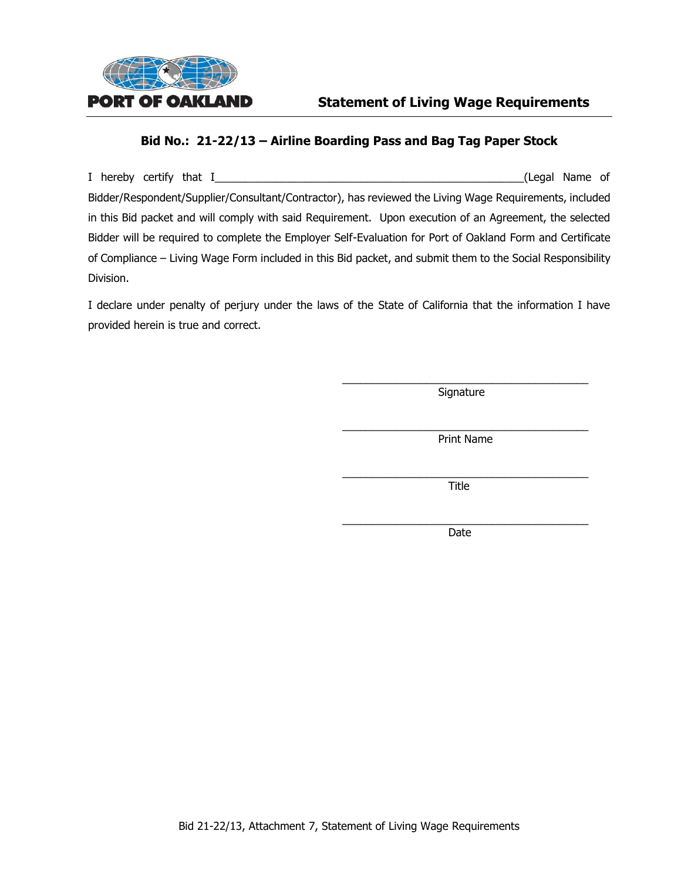**PORT OF OAKLAND**

## Statement of Living Wage Requirements

### Bid No.: 21-22/13 – Airline Boarding Pass and Bag Tag Paper Stock

I hereby certify that I____________________________________________________(Legal Name of Bidder/Respondent/Supplier/Consultant/Contractor), has reviewed the Living Wage Requirements, included in this Bid packet and will comply with said Requirement. Upon execution of an Agreement, the selected Bidder will be required to complete the Employer Self-Evaluation for Port of Oakland Form and Certificate of Compliance – Living Wage Form included in this Bid packet, and submit them to the Social Responsibility Division.

I declare under penalty of perjury under the laws of the State of California that the information I have provided herein is true and correct.

__________________________________________
Signature

__________________________________________
Print Name

__________________________________________
Title

__________________________________________
Date

Bid 21-22/13, Attachment 7, Statement of Living Wage Requirements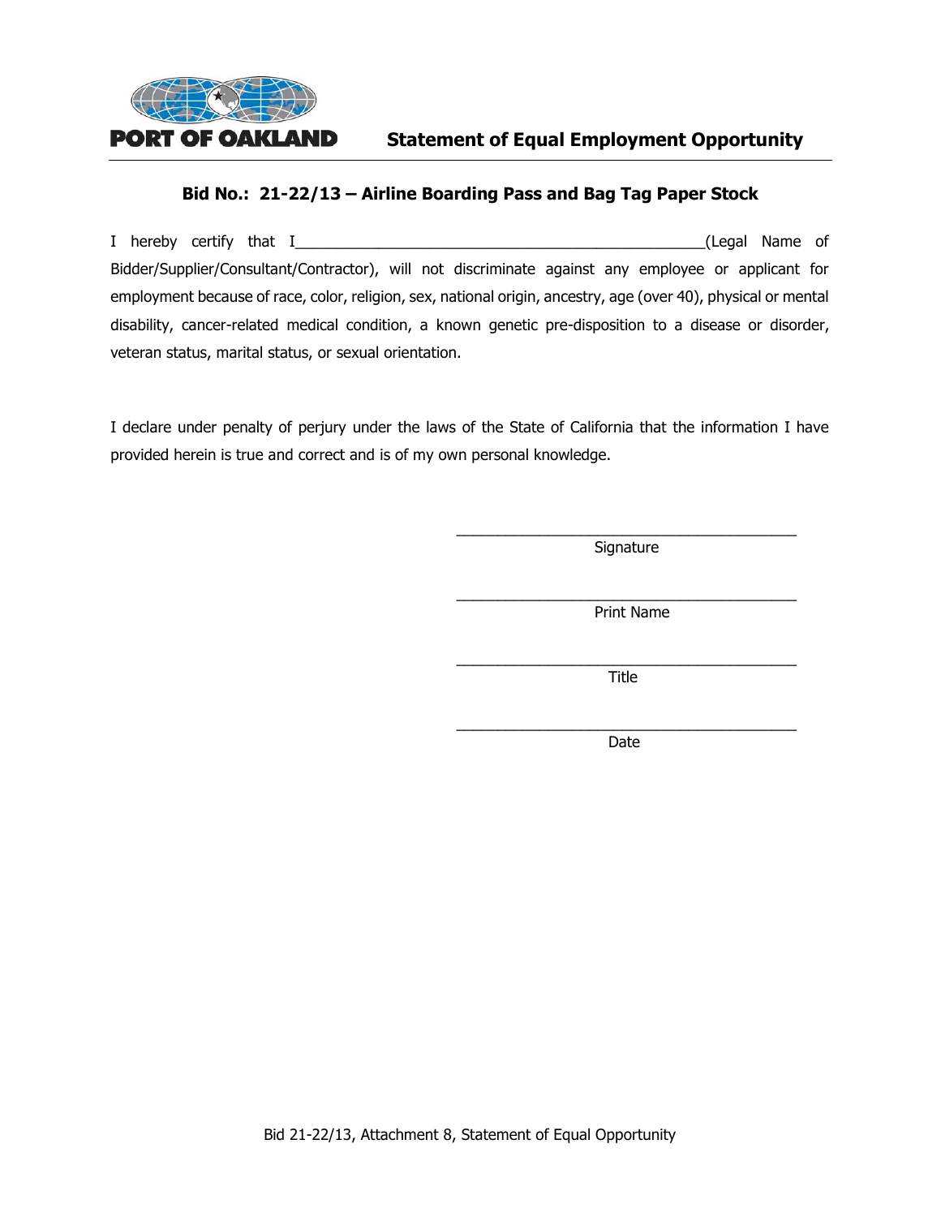PORT OF OAKLAND

# Statement of Equal Employment Opportunity

## Bid No.: 21-22/13 – Airline Boarding Pass and Bag Tag Paper Stock

I hereby certify that I__________________________________________________(Legal Name of Bidder/Supplier/Consultant/Contractor), will not discriminate against any employee or applicant for employment because of race, color, religion, sex, national origin, ancestry, age (over 40), physical or mental disability, cancer-related medical condition, a known genetic pre-disposition to a disease or disorder, veteran status, marital status, or sexual orientation.

I declare under penalty of perjury under the laws of the State of California that the information I have provided herein is true and correct and is of my own personal knowledge.

__________________________________________
Signature

__________________________________________
Print Name

__________________________________________
Title

__________________________________________
Date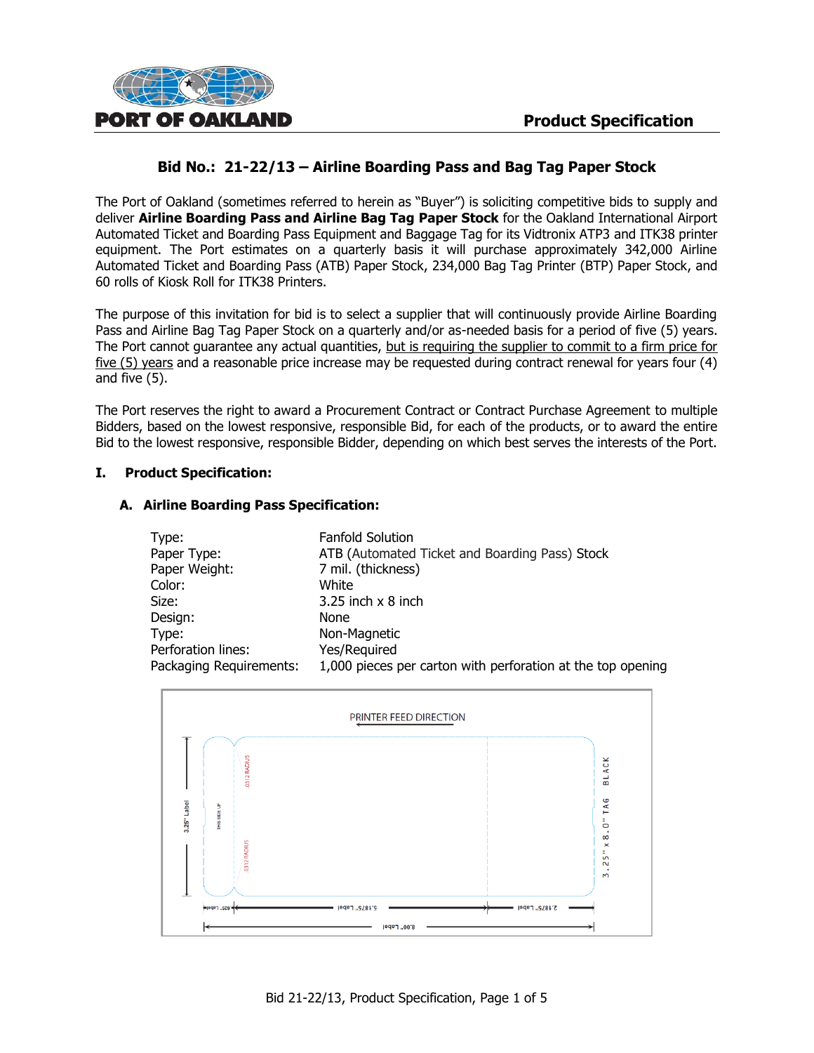**Product Specification**

## Bid No.: 21-22/13 – Airline Boarding Pass and Bag Tag Paper Stock

The Port of Oakland (sometimes referred to herein as "Buyer") is soliciting competitive bids to supply and deliver **Airline Boarding Pass and Airline Bag Tag Paper Stock** for the Oakland International Airport Automated Ticket and Boarding Pass Equipment and Baggage Tag for its Vidtronix ATP3 and ITK38 printer equipment. The Port estimates on a quarterly basis it will purchase approximately 342,000 Airline Automated Ticket and Boarding Pass (ATB) Paper Stock, 234,000 Bag Tag Printer (BTP) Paper Stock, and 60 rolls of Kiosk Roll for ITK38 Printers.

The purpose of this invitation for bid is to select a supplier that will continuously provide Airline Boarding Pass and Airline Bag Tag Paper Stock on a quarterly and/or as-needed basis for a period of five (5) years. The Port cannot guarantee any actual quantities, but is requiring the supplier to commit to a firm price for five (5) years and a reasonable price increase may be requested during contract renewal for years four (4) and five (5).

The Port reserves the right to award a Procurement Contract or Contract Purchase Agreement to multiple Bidders, based on the lowest responsive, responsible Bid, for each of the products, or to award the entire Bid to the lowest responsive, responsible Bidder, depending on which best serves the interests of the Port.

### I. Product Specification:

#### A. Airline Boarding Pass Specification:

| | |
|---|---|
| Type: | Fanfold Solution |
| Paper Type: | ATB (Automated Ticket and Boarding Pass) Stock |
| Paper Weight: | 7 mil. (thickness) |
| Color: | White |
| Size: | 3.25 inch x 8 inch |
| Design: | None |
| Type: | Non-Magnetic |
| Perforation lines: | Yes/Required |
| Packaging Requirements: | 1,000 pieces per carton with perforation at the top opening |

PRINTER FEED DIRECTION

3.25" Label

THIS SIDE UP

.0312 RADIUS

.0312 RADIUS

BLACK

3.25" x 8.0" TAG

.625" Label

5.1875" Label

2.1875" Label

8.00" Label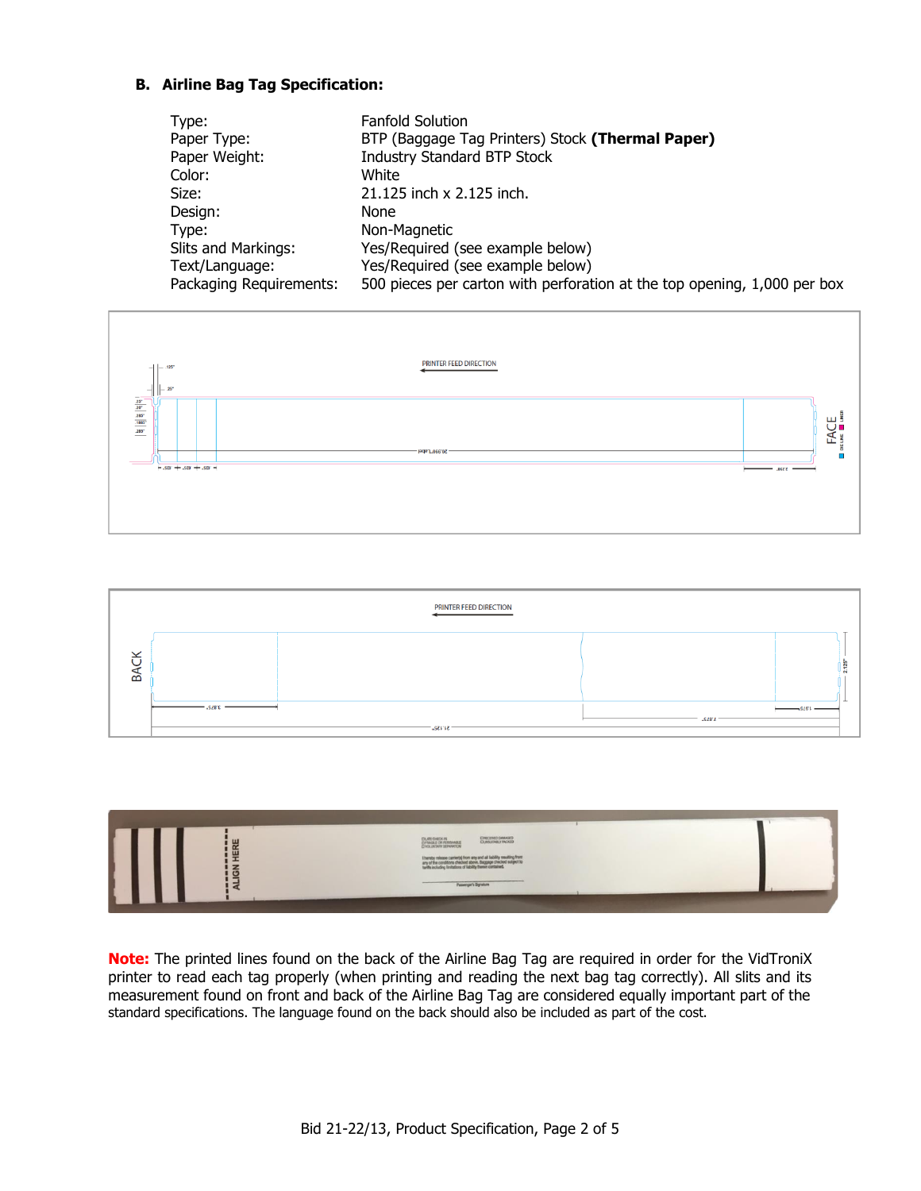### B. Airline Bag Tag Specification:

| | |
|---|---|
| Type: | Fanfold Solution |
| Paper Type: | BTP (Baggage Tag Printers) Stock **(Thermal Paper)** |
| Paper Weight: | Industry Standard BTP Stock |
| Color: | White |
| Size: | 21.125 inch x 2.125 inch. |
| Design: | None |
| Type: | Non-Magnetic |
| Slits and Markings: | Yes/Required (see example below) |
| Text/Language: | Yes/Required (see example below) |
| Packaging Requirements: | 500 pieces per carton with perforation at the top opening, 1,000 per box |

**Note:** The printed lines found on the back of the Airline Bag Tag are required in order for the VidTroniX printer to read each tag properly (when printing and reading the next bag tag correctly). All slits and its measurement found on front and back of the Airline Bag Tag are considered equally important part of the standard specifications. The language found on the back should also be included as part of the cost.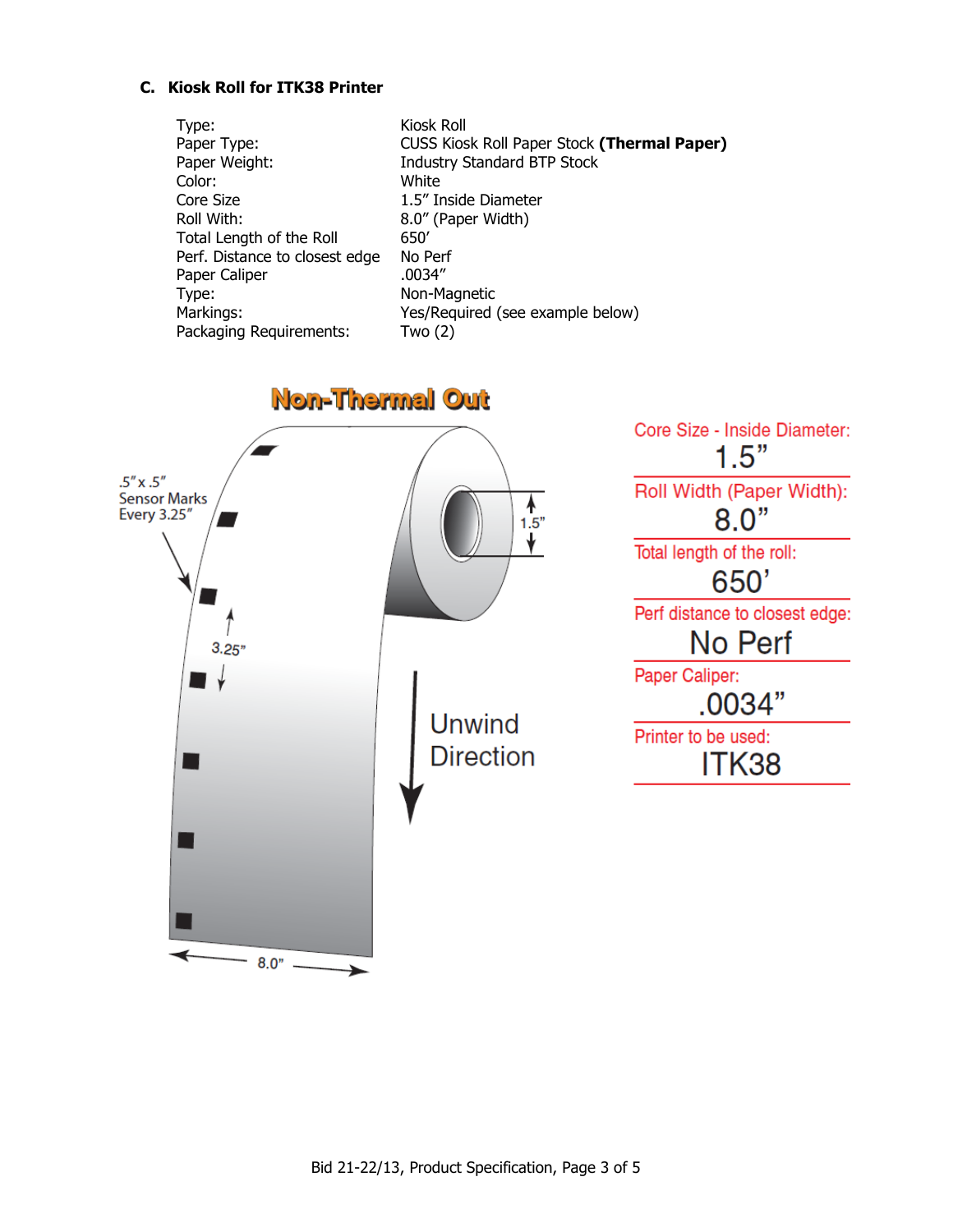### C. Kiosk Roll for ITK38 Printer

| | |
|---|---|
| Type: | Kiosk Roll |
| Paper Type: | CUSS Kiosk Roll Paper Stock **(Thermal Paper)** |
| Paper Weight: | Industry Standard BTP Stock |
| Color: | White |
| Core Size | 1.5” Inside Diameter |
| Roll With: | 8.0” (Paper Width) |
| Total Length of the Roll | 650’ |
| Perf. Distance to closest edge | No Perf |
| Paper Caliper | .0034” |
| Type: | Non-Magnetic |
| Markings: | Yes/Required (see example below) |
| Packaging Requirements: | Two (2) |

Non-Thermal Out

.5”x .5”
Sensor Marks
Every 3.25”

3.25”

1.5”

Unwind
Direction

8.0”

Core Size - Inside Diameter:
1.5”

Roll Width (Paper Width):
8.0”

Total length of the roll:
650’

Perf distance to closest edge:
No Perf

Paper Caliper:
.0034”

Printer to be used:
ITK38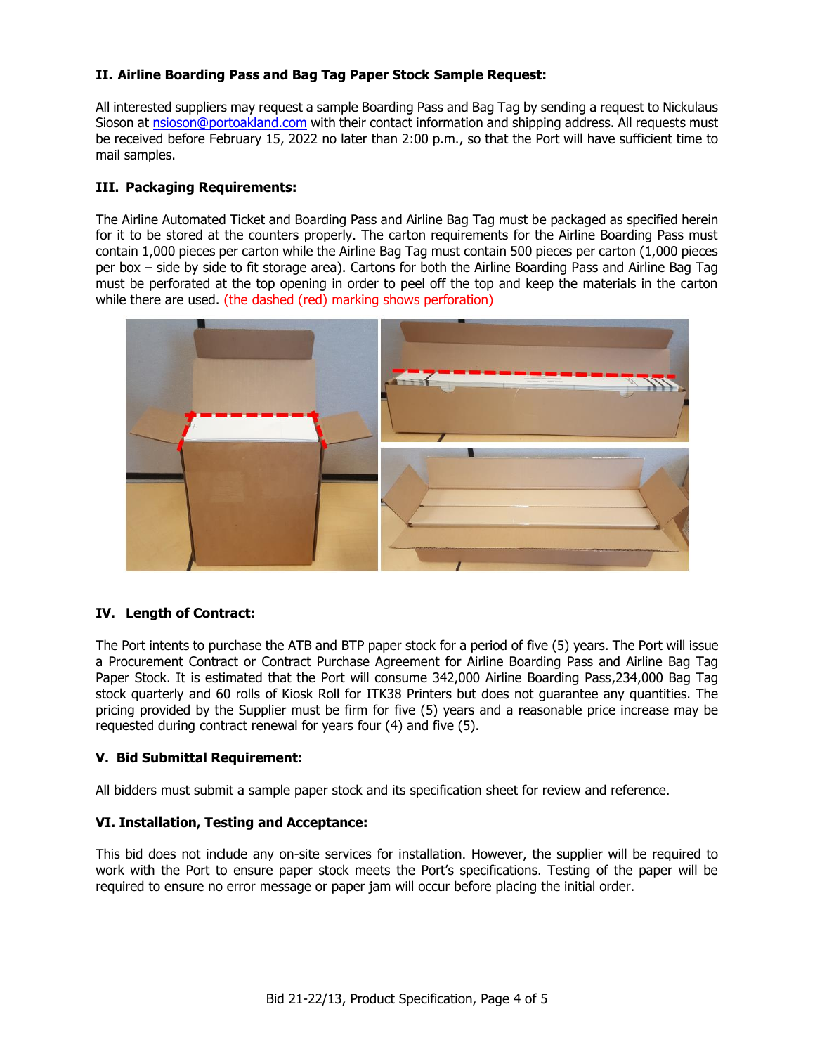### II. Airline Boarding Pass and Bag Tag Paper Stock Sample Request:

All interested suppliers may request a sample Boarding Pass and Bag Tag by sending a request to Nickulaus Sioson at nsioson@portoakland.com with their contact information and shipping address. All requests must be received before February 15, 2022 no later than 2:00 p.m., so that the Port will have sufficient time to mail samples.

### III. Packaging Requirements:

The Airline Automated Ticket and Boarding Pass and Airline Bag Tag must be packaged as specified herein for it to be stored at the counters properly. The carton requirements for the Airline Boarding Pass must contain 1,000 pieces per carton while the Airline Bag Tag must contain 500 pieces per carton (1,000 pieces per box – side by side to fit storage area). Cartons for both the Airline Boarding Pass and Airline Bag Tag must be perforated at the top opening in order to peel off the top and keep the materials in the carton while there are used. (the dashed (red) marking shows perforation)

### IV. Length of Contract:

The Port intents to purchase the ATB and BTP paper stock for a period of five (5) years. The Port will issue a Procurement Contract or Contract Purchase Agreement for Airline Boarding Pass and Airline Bag Tag Paper Stock. It is estimated that the Port will consume 342,000 Airline Boarding Pass,234,000 Bag Tag stock quarterly and 60 rolls of Kiosk Roll for ITK38 Printers but does not guarantee any quantities. The pricing provided by the Supplier must be firm for five (5) years and a reasonable price increase may be requested during contract renewal for years four (4) and five (5).

### V. Bid Submittal Requirement:

All bidders must submit a sample paper stock and its specification sheet for review and reference.

### VI. Installation, Testing and Acceptance:

This bid does not include any on-site services for installation. However, the supplier will be required to work with the Port to ensure paper stock meets the Port's specifications. Testing of the paper will be required to ensure no error message or paper jam will occur before placing the initial order.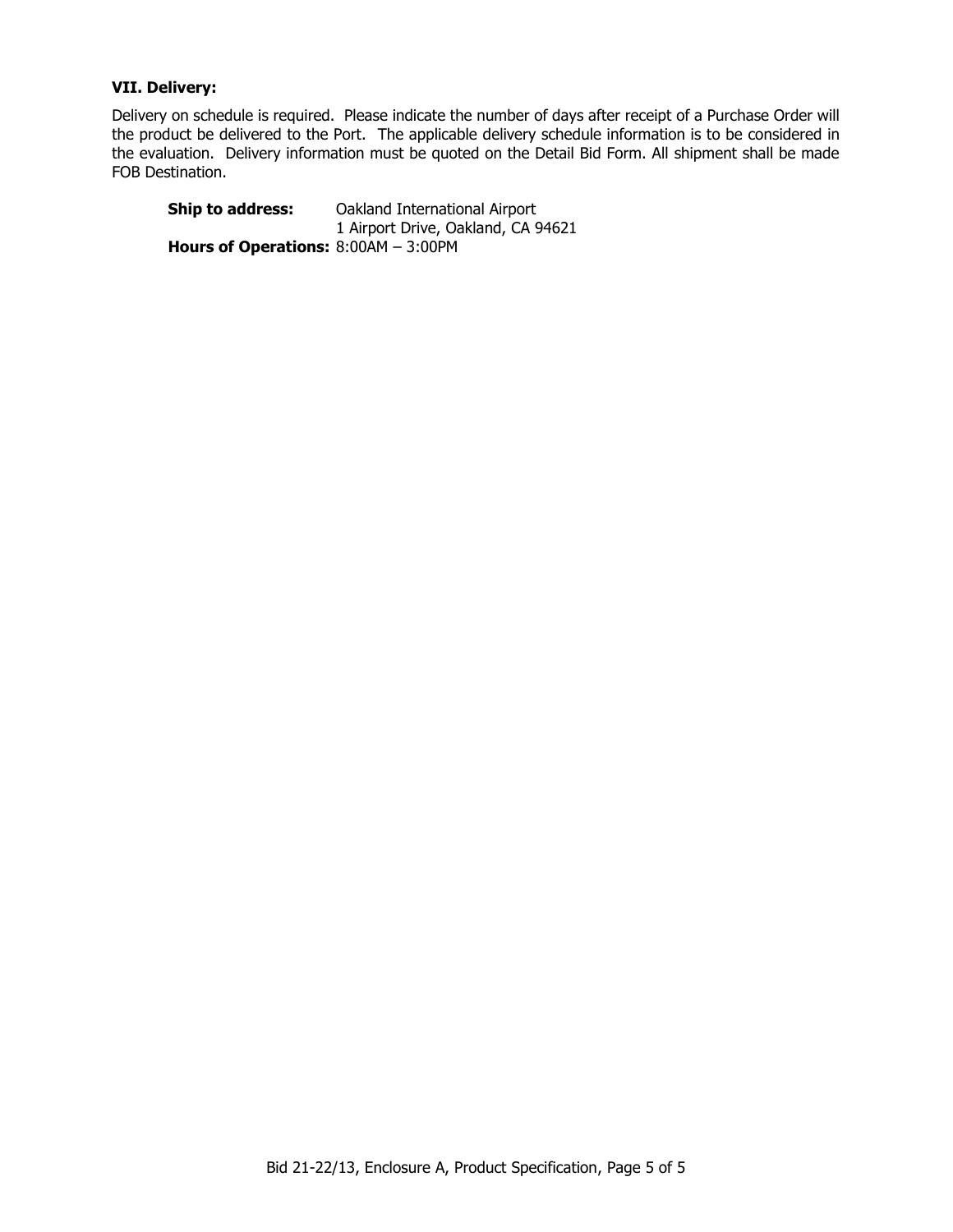### VII. Delivery:

Delivery on schedule is required. Please indicate the number of days after receipt of a Purchase Order will the product be delivered to the Port. The applicable delivery schedule information is to be considered in the evaluation. Delivery information must be quoted on the Detail Bid Form. All shipment shall be made FOB Destination.

**Ship to address:** Oakland International Airport
1 Airport Drive, Oakland, CA 94621

**Hours of Operations:** 8:00AM – 3:00PM